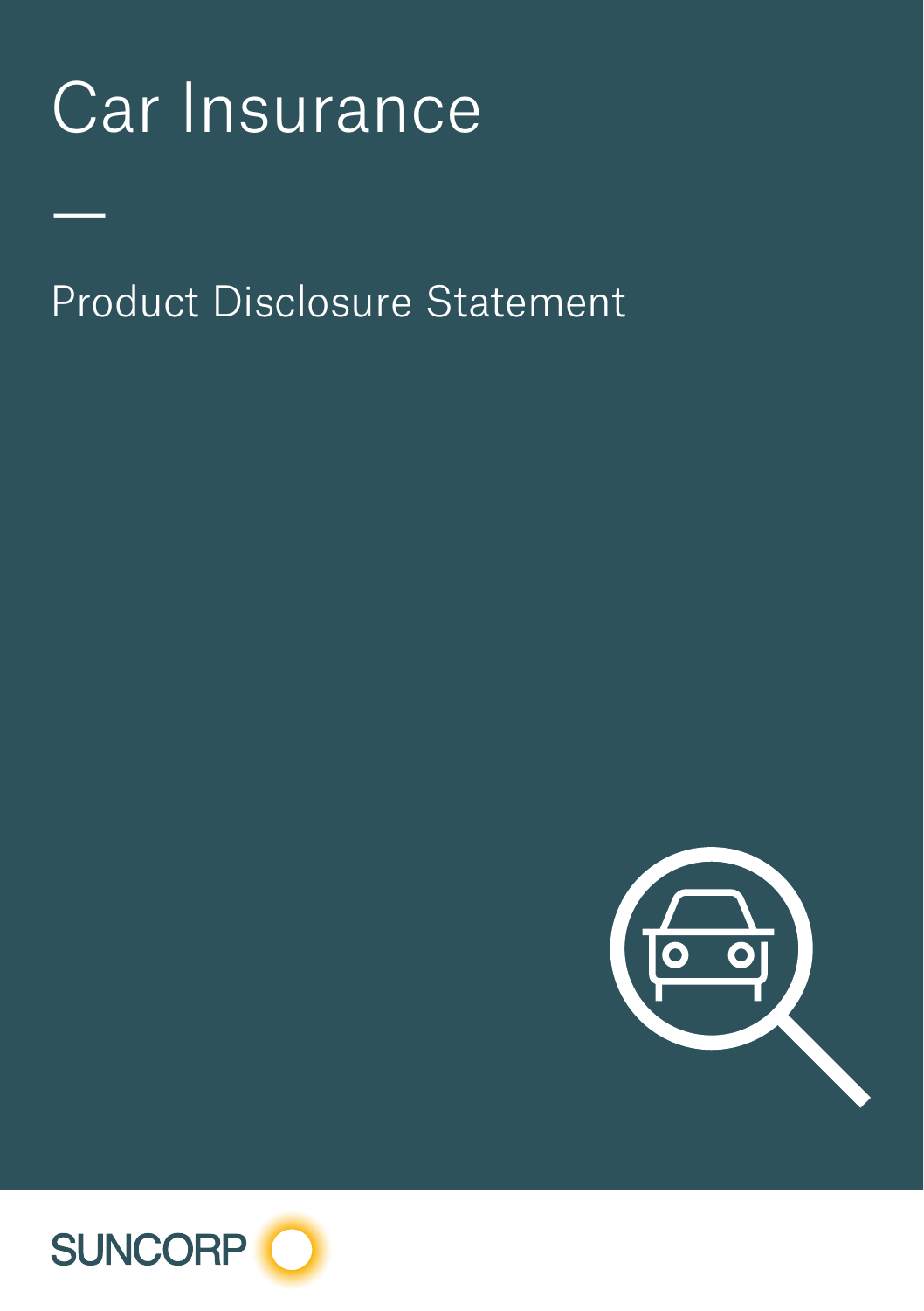# Car Insurance

—

## Product Disclosure Statement

SUNCORP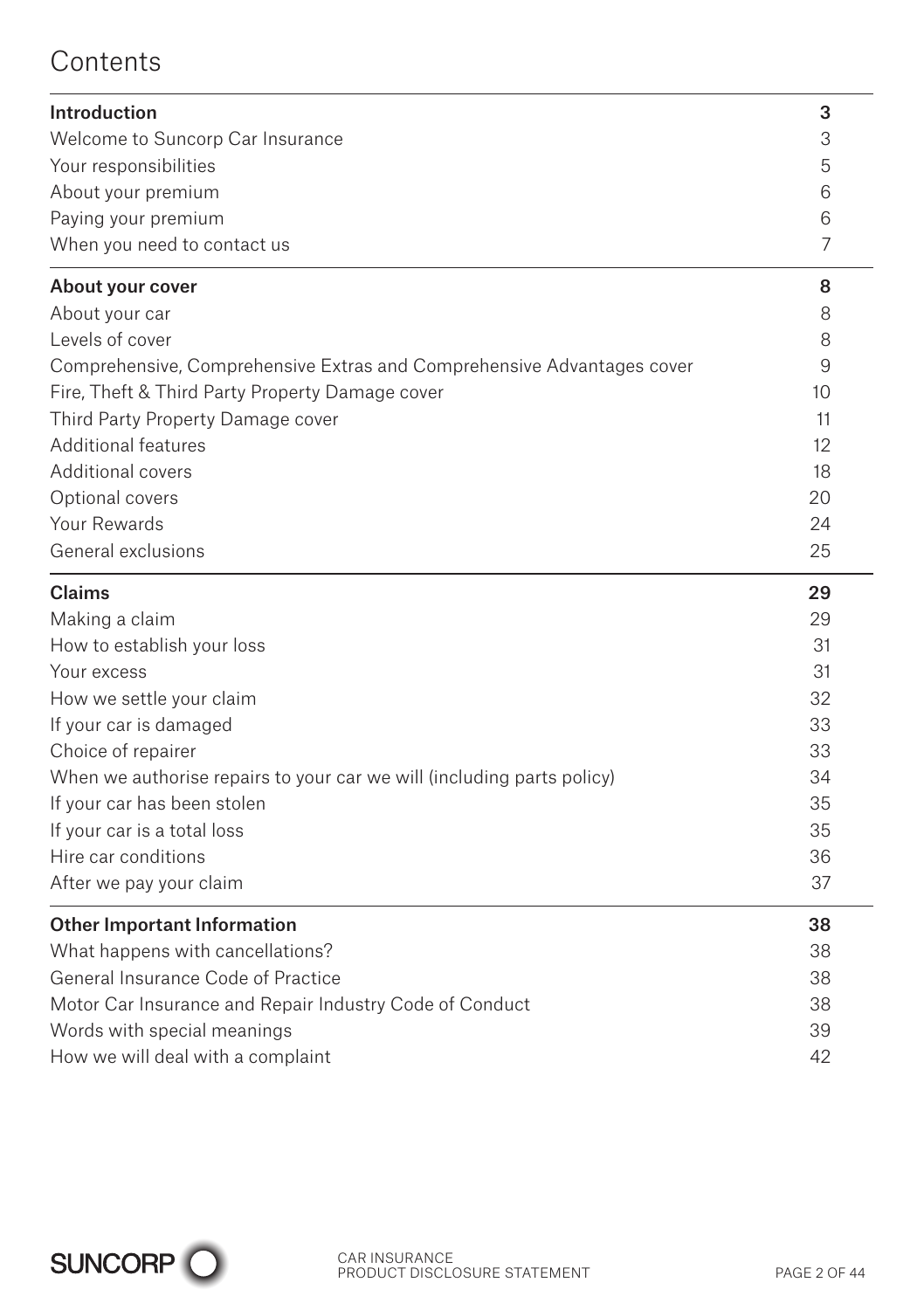# Contents

| | |
|---|---|
| **Introduction** | **3** |
| Welcome to Suncorp Car Insurance | 3 |
| Your responsibilities | 5 |
| About your premium | 6 |
| Paying your premium | 6 |
| When you need to contact us | 7 |
| **About your cover** | **8** |
| About your car | 8 |
| Levels of cover | 8 |
| Comprehensive, Comprehensive Extras and Comprehensive Advantages cover | 9 |
| Fire, Theft & Third Party Property Damage cover | 10 |
| Third Party Property Damage cover | 11 |
| Additional features | 12 |
| Additional covers | 18 |
| Optional covers | 20 |
| Your Rewards | 24 |
| General exclusions | 25 |
| **Claims** | **29** |
| Making a claim | 29 |
| How to establish your loss | 31 |
| Your excess | 31 |
| How we settle your claim | 32 |
| If your car is damaged | 33 |
| Choice of repairer | 33 |
| When we authorise repairs to your car we will (including parts policy) | 34 |
| If your car has been stolen | 35 |
| If your car is a total loss | 35 |
| Hire car conditions | 36 |
| After we pay your claim | 37 |
| **Other Important Information** | **38** |
| What happens with cancellations? | 38 |
| General Insurance Code of Practice | 38 |
| Motor Car Insurance and Repair Industry Code of Conduct | 38 |
| Words with special meanings | 39 |
| How we will deal with a complaint | 42 |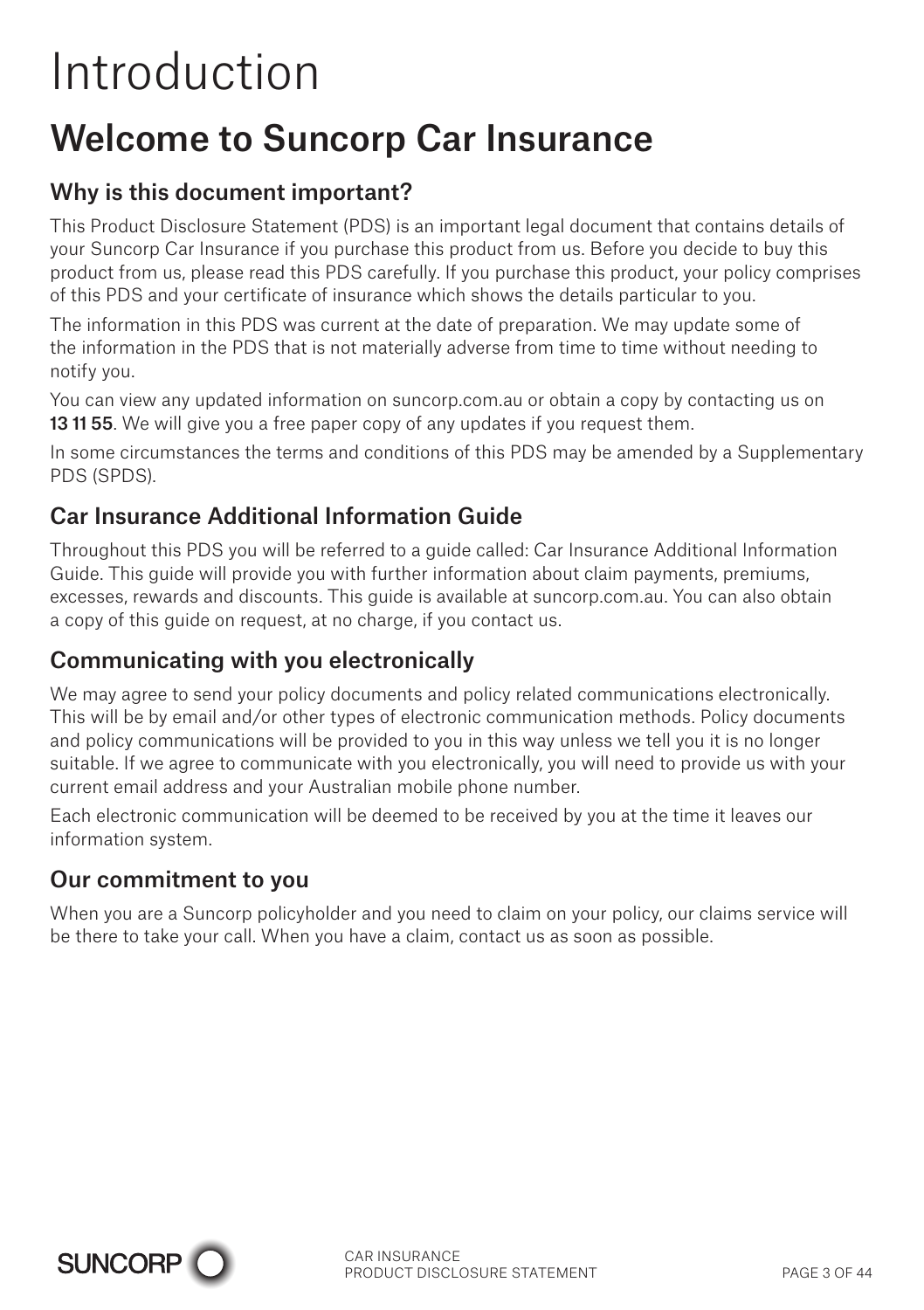# Introduction

## Welcome to Suncorp Car Insurance

### Why is this document important?

This Product Disclosure Statement (PDS) is an important legal document that contains details of your Suncorp Car Insurance if you purchase this product from us. Before you decide to buy this product from us, please read this PDS carefully. If you purchase this product, your policy comprises of this PDS and your certificate of insurance which shows the details particular to you.

The information in this PDS was current at the date of preparation. We may update some of the information in the PDS that is not materially adverse from time to time without needing to notify you.

You can view any updated information on suncorp.com.au or obtain a copy by contacting us on **13 11 55**. We will give you a free paper copy of any updates if you request them.

In some circumstances the terms and conditions of this PDS may be amended by a Supplementary PDS (SPDS).

### Car Insurance Additional Information Guide

Throughout this PDS you will be referred to a guide called: Car Insurance Additional Information Guide. This guide will provide you with further information about claim payments, premiums, excesses, rewards and discounts. This guide is available at suncorp.com.au. You can also obtain a copy of this guide on request, at no charge, if you contact us.

### Communicating with you electronically

We may agree to send your policy documents and policy related communications electronically. This will be by email and/or other types of electronic communication methods. Policy documents and policy communications will be provided to you in this way unless we tell you it is no longer suitable. If we agree to communicate with you electronically, you will need to provide us with your current email address and your Australian mobile phone number.

Each electronic communication will be deemed to be received by you at the time it leaves our information system.

### Our commitment to you

When you are a Suncorp policyholder and you need to claim on your policy, our claims service will be there to take your call. When you have a claim, contact us as soon as possible.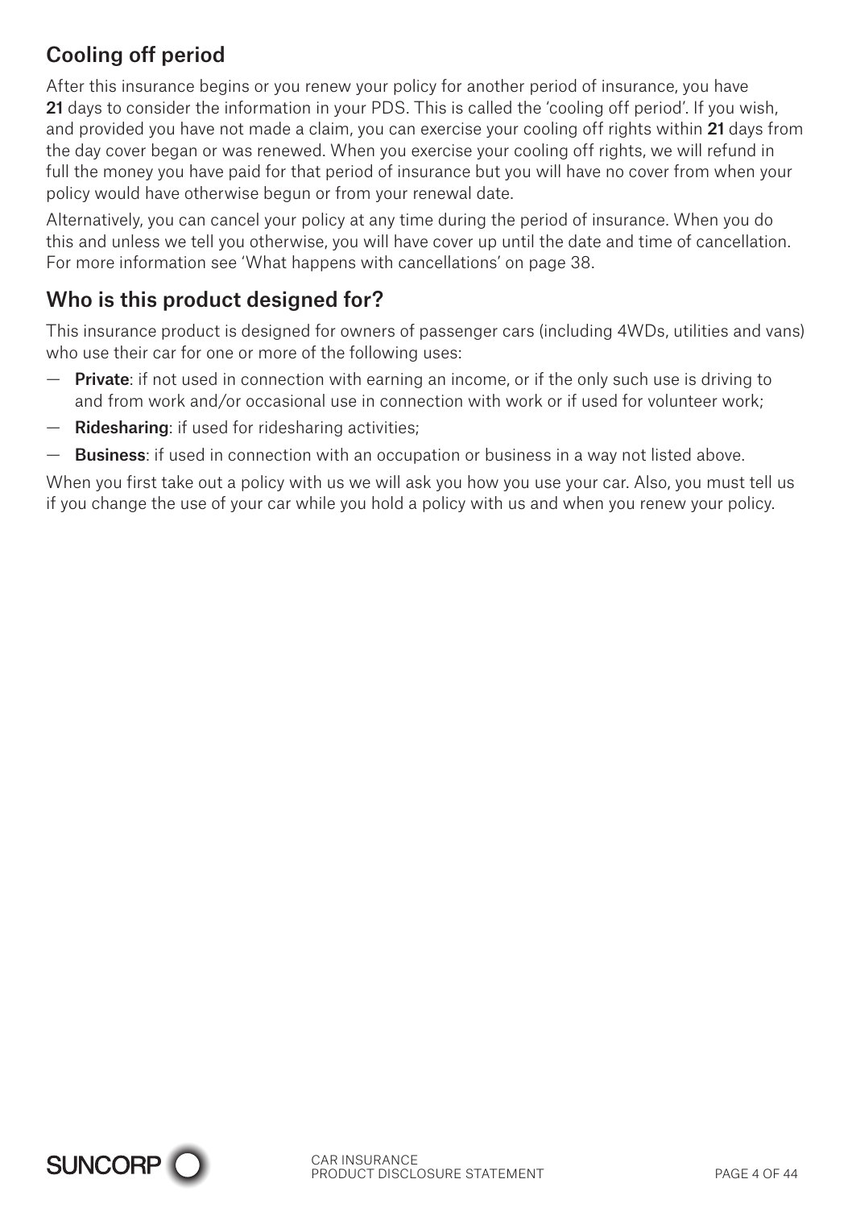## Cooling off period

After this insurance begins or you renew your policy for another period of insurance, you have **21** days to consider the information in your PDS. This is called the 'cooling off period'. If you wish, and provided you have not made a claim, you can exercise your cooling off rights within **21** days from the day cover began or was renewed. When you exercise your cooling off rights, we will refund in full the money you have paid for that period of insurance but you will have no cover from when your policy would have otherwise begun or from your renewal date.

Alternatively, you can cancel your policy at any time during the period of insurance. When you do this and unless we tell you otherwise, you will have cover up until the date and time of cancellation. For more information see 'What happens with cancellations' on page 38.

## Who is this product designed for?

This insurance product is designed for owners of passenger cars (including 4WDs, utilities and vans) who use their car for one or more of the following uses:

- **Private**: if not used in connection with earning an income, or if the only such use is driving to and from work and/or occasional use in connection with work or if used for volunteer work;
- **Ridesharing**: if used for ridesharing activities;
- **Business**: if used in connection with an occupation or business in a way not listed above.

When you first take out a policy with us we will ask you how you use your car. Also, you must tell us if you change the use of your car while you hold a policy with us and when you renew your policy.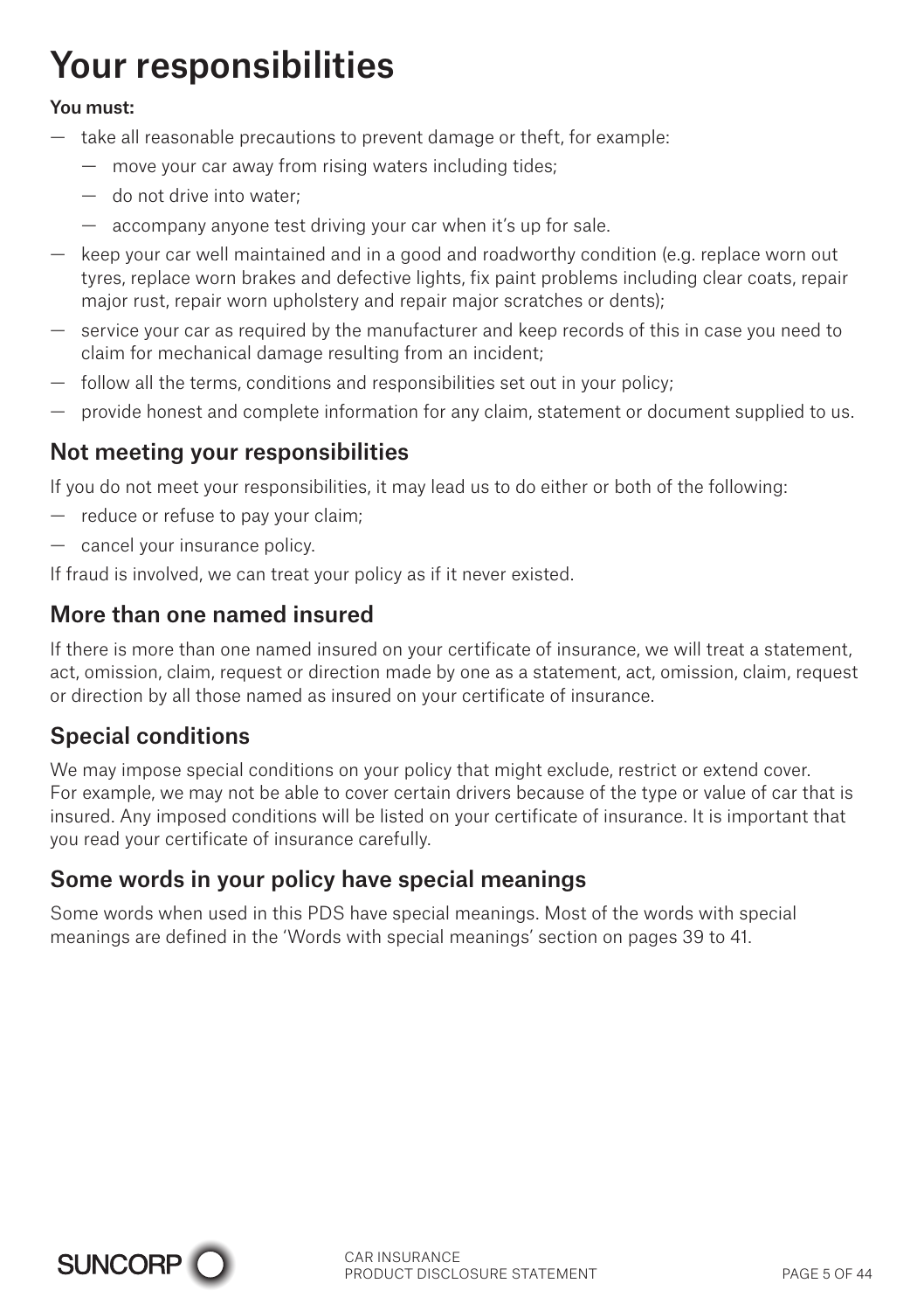# Your responsibilities

**You must:**

- take all reasonable precautions to prevent damage or theft, for example:
  - move your car away from rising waters including tides;
  - do not drive into water;
  - accompany anyone test driving your car when it's up for sale.
- keep your car well maintained and in a good and roadworthy condition (e.g. replace worn out tyres, replace worn brakes and defective lights, fix paint problems including clear coats, repair major rust, repair worn upholstery and repair major scratches or dents);
- service your car as required by the manufacturer and keep records of this in case you need to claim for mechanical damage resulting from an incident;
- follow all the terms, conditions and responsibilities set out in your policy;
- provide honest and complete information for any claim, statement or document supplied to us.

## Not meeting your responsibilities

If you do not meet your responsibilities, it may lead us to do either or both of the following:

- reduce or refuse to pay your claim;
- cancel your insurance policy.

If fraud is involved, we can treat your policy as if it never existed.

## More than one named insured

If there is more than one named insured on your certificate of insurance, we will treat a statement, act, omission, claim, request or direction made by one as a statement, act, omission, claim, request or direction by all those named as insured on your certificate of insurance.

## Special conditions

We may impose special conditions on your policy that might exclude, restrict or extend cover. For example, we may not be able to cover certain drivers because of the type or value of car that is insured. Any imposed conditions will be listed on your certificate of insurance. It is important that you read your certificate of insurance carefully.

## Some words in your policy have special meanings

Some words when used in this PDS have special meanings. Most of the words with special meanings are defined in the 'Words with special meanings' section on pages 39 to 41.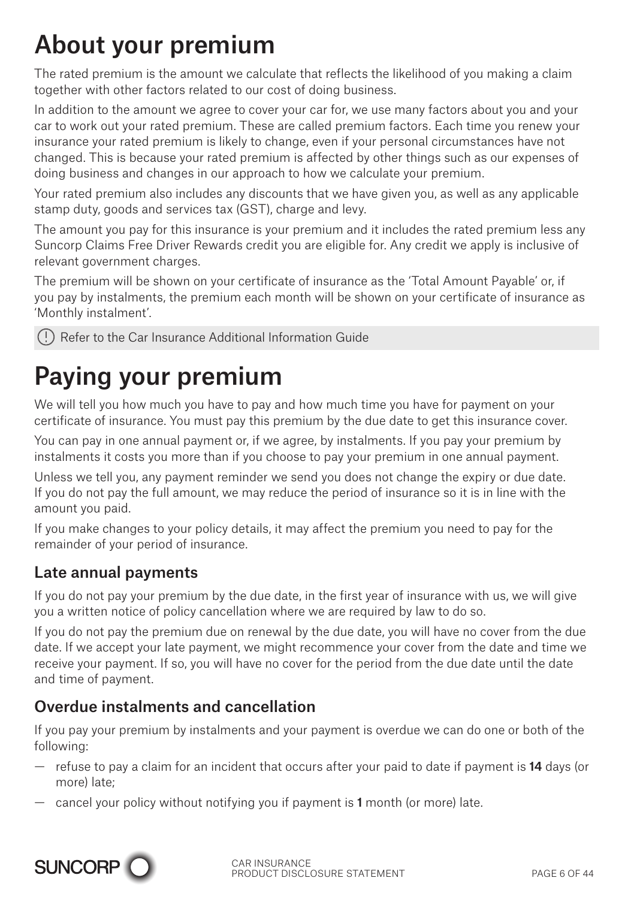# About your premium

The rated premium is the amount we calculate that reflects the likelihood of you making a claim together with other factors related to our cost of doing business.

In addition to the amount we agree to cover your car for, we use many factors about you and your car to work out your rated premium. These are called premium factors. Each time you renew your insurance your rated premium is likely to change, even if your personal circumstances have not changed. This is because your rated premium is affected by other things such as our expenses of doing business and changes in our approach to how we calculate your premium.

Your rated premium also includes any discounts that we have given you, as well as any applicable stamp duty, goods and services tax (GST), charge and levy.

The amount you pay for this insurance is your premium and it includes the rated premium less any Suncorp Claims Free Driver Rewards credit you are eligible for. Any credit we apply is inclusive of relevant government charges.

The premium will be shown on your certificate of insurance as the 'Total Amount Payable' or, if you pay by instalments, the premium each month will be shown on your certificate of insurance as 'Monthly instalment'.

(!) Refer to the Car Insurance Additional Information Guide

# Paying your premium

We will tell you how much you have to pay and how much time you have for payment on your certificate of insurance. You must pay this premium by the due date to get this insurance cover.

You can pay in one annual payment or, if we agree, by instalments. If you pay your premium by instalments it costs you more than if you choose to pay your premium in one annual payment.

Unless we tell you, any payment reminder we send you does not change the expiry or due date. If you do not pay the full amount, we may reduce the period of insurance so it is in line with the amount you paid.

If you make changes to your policy details, it may affect the premium you need to pay for the remainder of your period of insurance.

## Late annual payments

If you do not pay your premium by the due date, in the first year of insurance with us, we will give you a written notice of policy cancellation where we are required by law to do so.

If you do not pay the premium due on renewal by the due date, you will have no cover from the due date. If we accept your late payment, we might recommence your cover from the date and time we receive your payment. If so, you will have no cover for the period from the due date until the date and time of payment.

## Overdue instalments and cancellation

If you pay your premium by instalments and your payment is overdue we can do one or both of the following:

- refuse to pay a claim for an incident that occurs after your paid to date if payment is **14** days (or more) late;
- cancel your policy without notifying you if payment is **1** month (or more) late.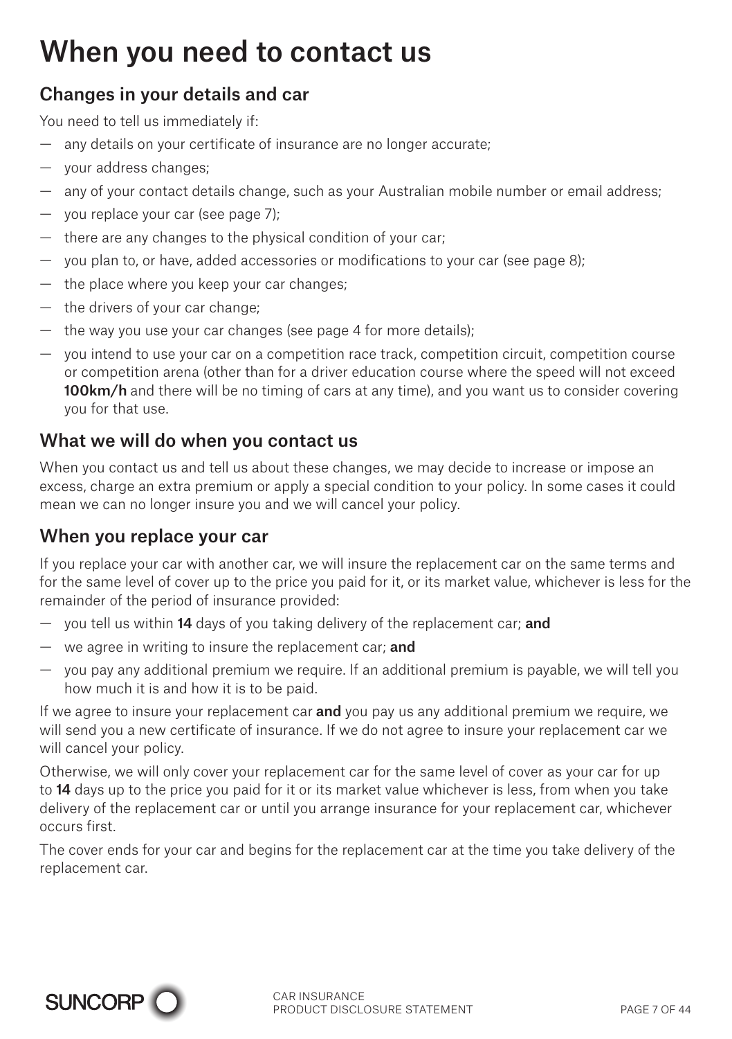# When you need to contact us

## Changes in your details and car

You need to tell us immediately if:

- any details on your certificate of insurance are no longer accurate;
- your address changes;
- any of your contact details change, such as your Australian mobile number or email address;
- you replace your car (see page 7);
- there are any changes to the physical condition of your car;
- you plan to, or have, added accessories or modifications to your car (see page 8);
- the place where you keep your car changes;
- the drivers of your car change;
- the way you use your car changes (see page 4 for more details);
- you intend to use your car on a competition race track, competition circuit, competition course or competition arena (other than for a driver education course where the speed will not exceed **100km/h** and there will be no timing of cars at any time), and you want us to consider covering you for that use.

## What we will do when you contact us

When you contact us and tell us about these changes, we may decide to increase or impose an excess, charge an extra premium or apply a special condition to your policy. In some cases it could mean we can no longer insure you and we will cancel your policy.

## When you replace your car

If you replace your car with another car, we will insure the replacement car on the same terms and for the same level of cover up to the price you paid for it, or its market value, whichever is less for the remainder of the period of insurance provided:

- you tell us within **14** days of you taking delivery of the replacement car; **and**
- we agree in writing to insure the replacement car; **and**
- you pay any additional premium we require. If an additional premium is payable, we will tell you how much it is and how it is to be paid.

If we agree to insure your replacement car **and** you pay us any additional premium we require, we will send you a new certificate of insurance. If we do not agree to insure your replacement car we will cancel your policy.

Otherwise, we will only cover your replacement car for the same level of cover as your car for up to **14** days up to the price you paid for it or its market value whichever is less, from when you take delivery of the replacement car or until you arrange insurance for your replacement car, whichever occurs first.

The cover ends for your car and begins for the replacement car at the time you take delivery of the replacement car.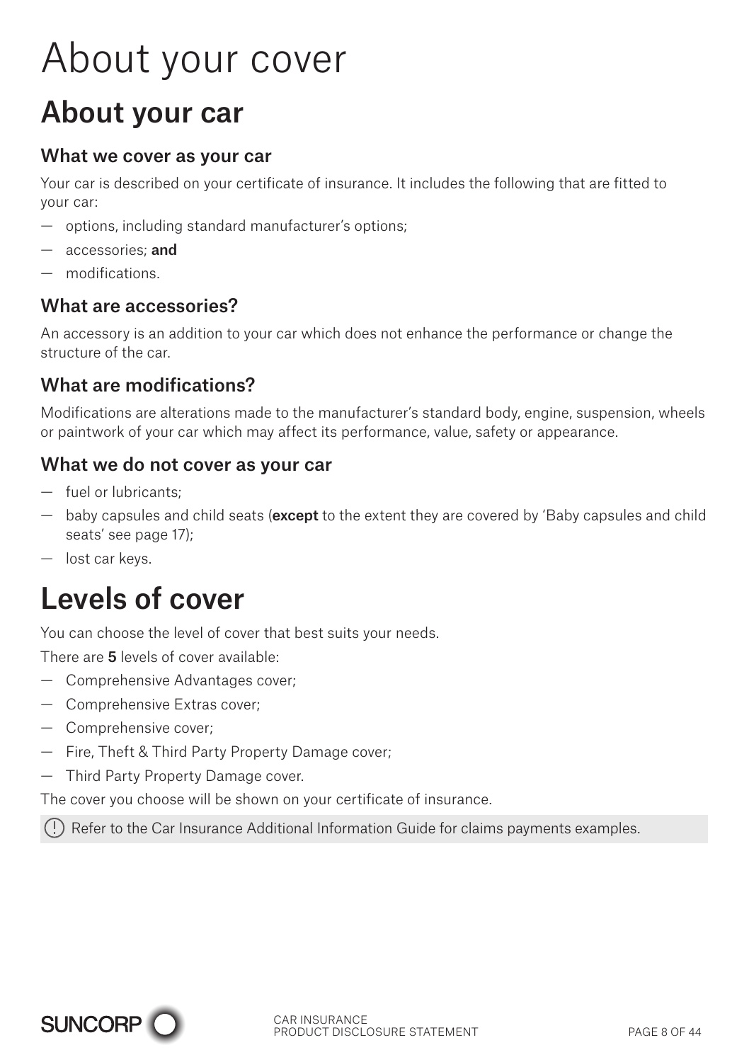# About your cover

## About your car

### What we cover as your car

Your car is described on your certificate of insurance. It includes the following that are fitted to your car:

- options, including standard manufacturer's options;
- accessories; **and**
- modifications.

### What are accessories?

An accessory is an addition to your car which does not enhance the performance or change the structure of the car.

### What are modifications?

Modifications are alterations made to the manufacturer's standard body, engine, suspension, wheels or paintwork of your car which may affect its performance, value, safety or appearance.

### What we do not cover as your car

- fuel or lubricants;
- baby capsules and child seats (**except** to the extent they are covered by 'Baby capsules and child seats' see page 17);
- lost car keys.

## Levels of cover

You can choose the level of cover that best suits your needs.

There are **5** levels of cover available:

- Comprehensive Advantages cover;
- Comprehensive Extras cover;
- Comprehensive cover;
- Fire, Theft & Third Party Property Damage cover;
- Third Party Property Damage cover.

The cover you choose will be shown on your certificate of insurance.

(!) Refer to the Car Insurance Additional Information Guide for claims payments examples.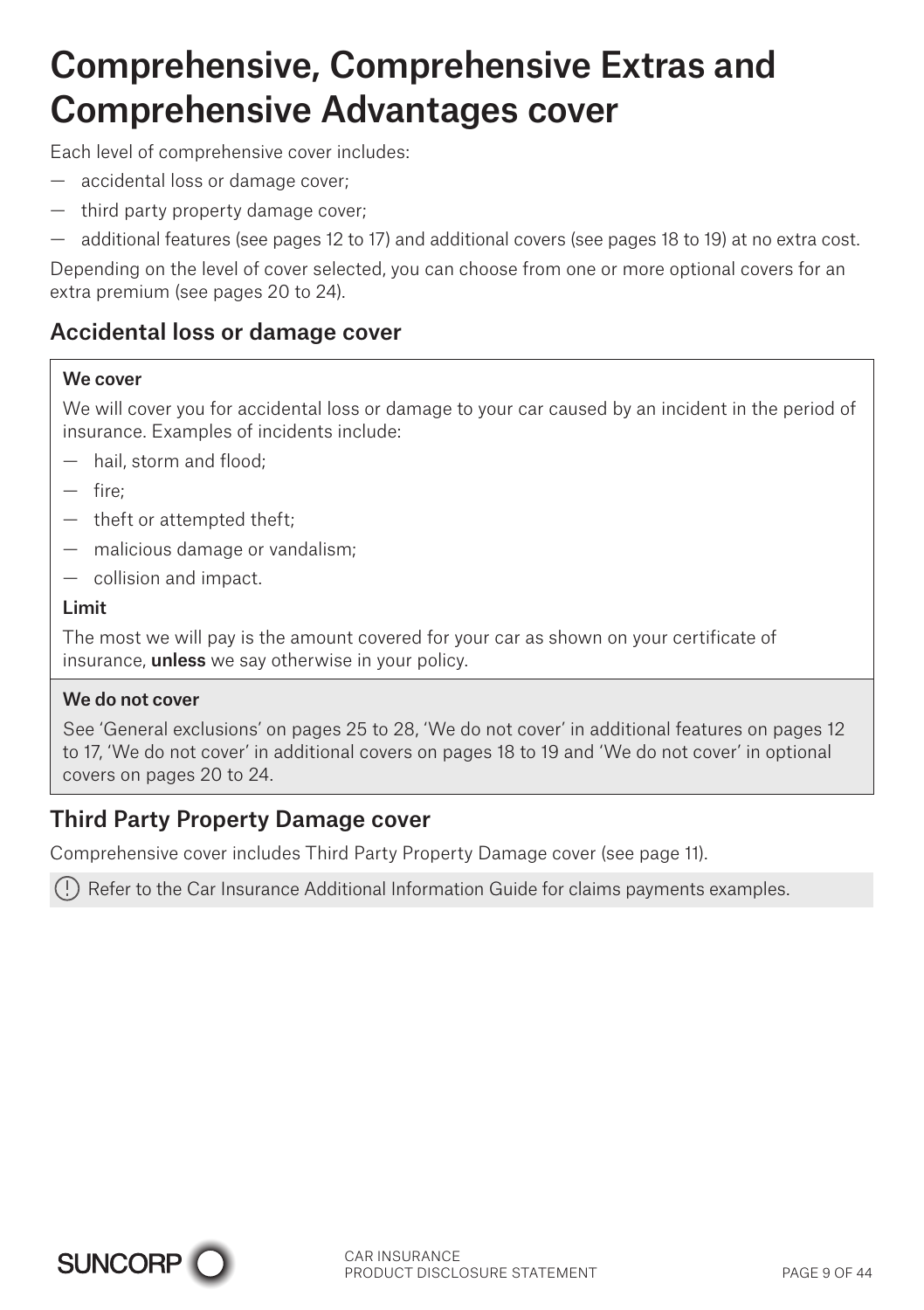# Comprehensive, Comprehensive Extras and Comprehensive Advantages cover

Each level of comprehensive cover includes:

- accidental loss or damage cover;
- third party property damage cover;
- additional features (see pages 12 to 17) and additional covers (see pages 18 to 19) at no extra cost.

Depending on the level of cover selected, you can choose from one or more optional covers for an extra premium (see pages 20 to 24).

## Accidental loss or damage cover

**We cover**

We will cover you for accidental loss or damage to your car caused by an incident in the period of insurance. Examples of incidents include:

- hail, storm and flood;
- fire;
- theft or attempted theft;
- malicious damage or vandalism;
- collision and impact.

**Limit**

The most we will pay is the amount covered for your car as shown on your certificate of insurance, **unless** we say otherwise in your policy.

**We do not cover**

See 'General exclusions' on pages 25 to 28, 'We do not cover' in additional features on pages 12 to 17, 'We do not cover' in additional covers on pages 18 to 19 and 'We do not cover' in optional covers on pages 20 to 24.

## Third Party Property Damage cover

Comprehensive cover includes Third Party Property Damage cover (see page 11).

(!) Refer to the Car Insurance Additional Information Guide for claims payments examples.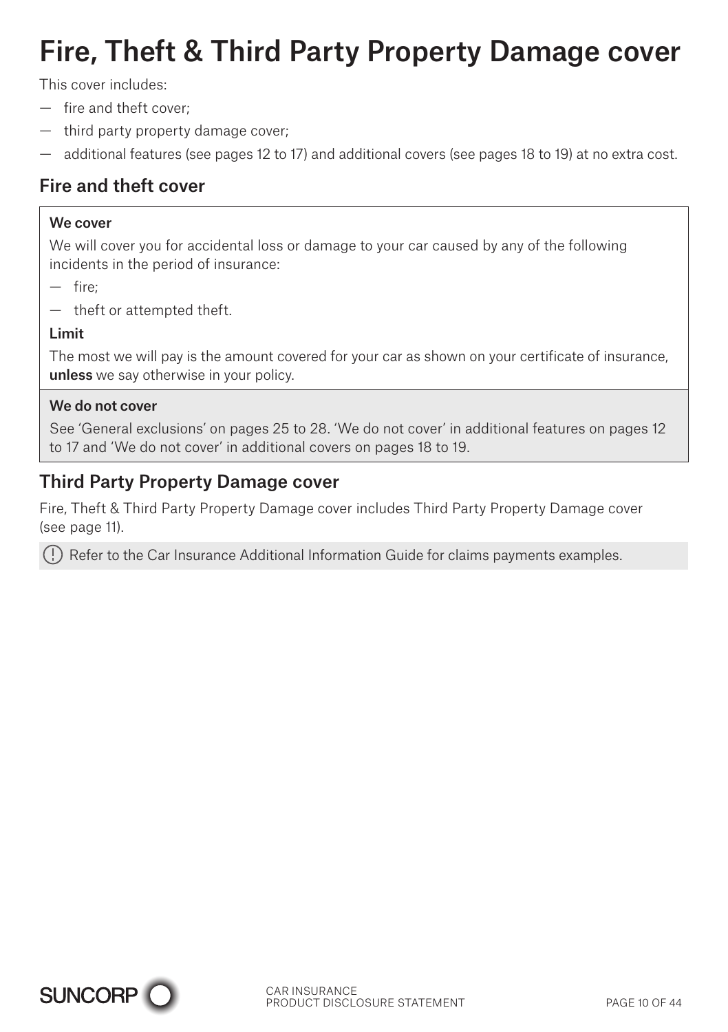# Fire, Theft & Third Party Property Damage cover

This cover includes:

- fire and theft cover;
- third party property damage cover;
- additional features (see pages 12 to 17) and additional covers (see pages 18 to 19) at no extra cost.

## Fire and theft cover

**We cover**

We will cover you for accidental loss or damage to your car caused by any of the following incidents in the period of insurance:

- fire;
- theft or attempted theft.

**Limit**

The most we will pay is the amount covered for your car as shown on your certificate of insurance, **unless** we say otherwise in your policy.

**We do not cover**

See 'General exclusions' on pages 25 to 28. 'We do not cover' in additional features on pages 12 to 17 and 'We do not cover' in additional covers on pages 18 to 19.

## Third Party Property Damage cover

Fire, Theft & Third Party Property Damage cover includes Third Party Property Damage cover (see page 11).

(!) Refer to the Car Insurance Additional Information Guide for claims payments examples.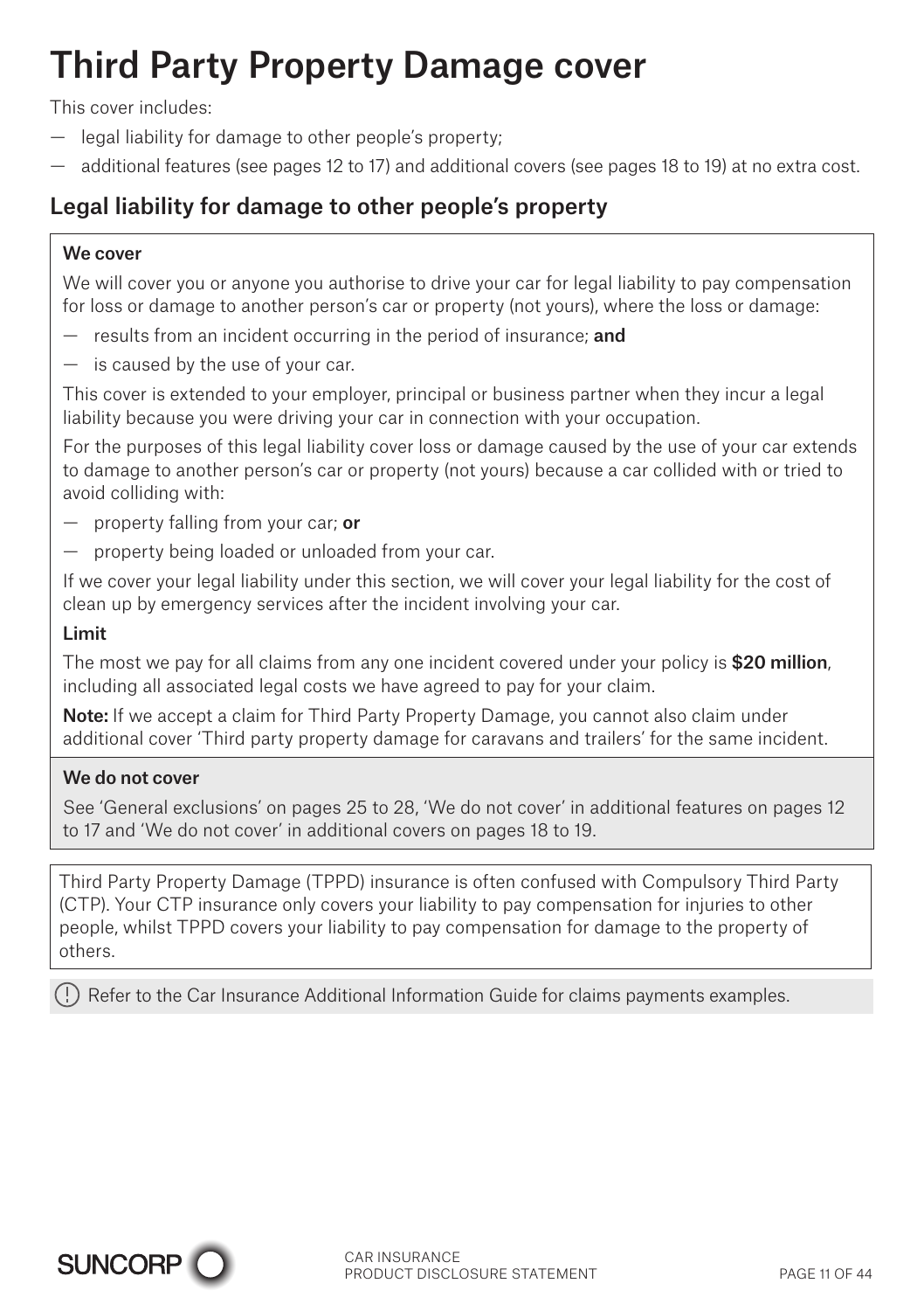# Third Party Property Damage cover

This cover includes:

- legal liability for damage to other people's property;
- additional features (see pages 12 to 17) and additional covers (see pages 18 to 19) at no extra cost.

## Legal liability for damage to other people's property

**We cover**

We will cover you or anyone you authorise to drive your car for legal liability to pay compensation for loss or damage to another person's car or property (not yours), where the loss or damage:

- results from an incident occurring in the period of insurance; **and**
- is caused by the use of your car.

This cover is extended to your employer, principal or business partner when they incur a legal liability because you were driving your car in connection with your occupation.

For the purposes of this legal liability cover loss or damage caused by the use of your car extends to damage to another person's car or property (not yours) because a car collided with or tried to avoid colliding with:

- property falling from your car; **or**
- property being loaded or unloaded from your car.

If we cover your legal liability under this section, we will cover your legal liability for the cost of clean up by emergency services after the incident involving your car.

**Limit**

The most we pay for all claims from any one incident covered under your policy is **$20 million**, including all associated legal costs we have agreed to pay for your claim.

**Note:** If we accept a claim for Third Party Property Damage, you cannot also claim under additional cover 'Third party property damage for caravans and trailers' for the same incident.

**We do not cover**

See 'General exclusions' on pages 25 to 28, 'We do not cover' in additional features on pages 12 to 17 and 'We do not cover' in additional covers on pages 18 to 19.

Third Party Property Damage (TPPD) insurance is often confused with Compulsory Third Party (CTP). Your CTP insurance only covers your liability to pay compensation for injuries to other people, whilst TPPD covers your liability to pay compensation for damage to the property of others.

Refer to the Car Insurance Additional Information Guide for claims payments examples.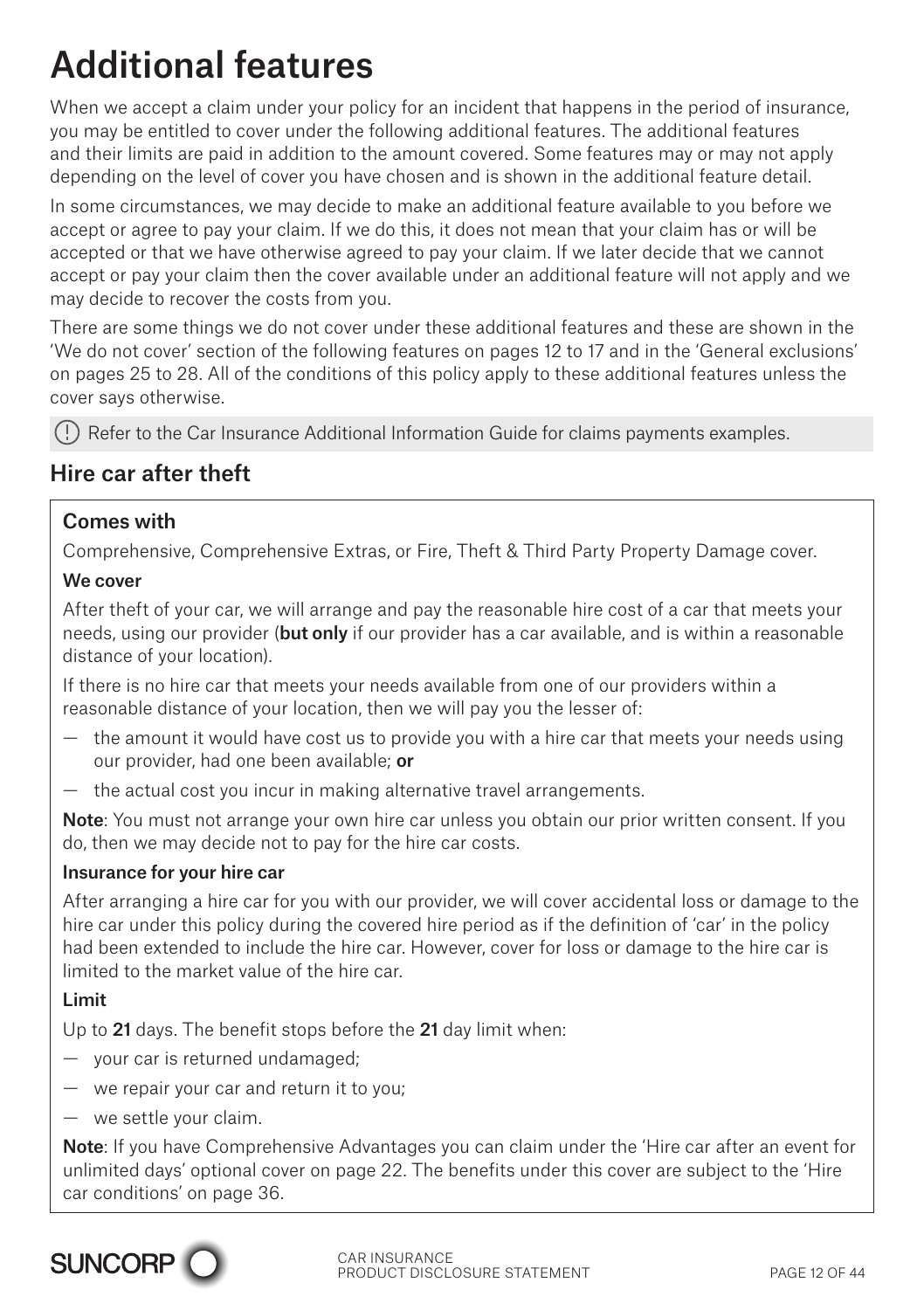# Additional features

When we accept a claim under your policy for an incident that happens in the period of insurance, you may be entitled to cover under the following additional features. The additional features and their limits are paid in addition to the amount covered. Some features may or may not apply depending on the level of cover you have chosen and is shown in the additional feature detail.

In some circumstances, we may decide to make an additional feature available to you before we accept or agree to pay your claim. If we do this, it does not mean that your claim has or will be accepted or that we have otherwise agreed to pay your claim. If we later decide that we cannot accept or pay your claim then the cover available under an additional feature will not apply and we may decide to recover the costs from you.

There are some things we do not cover under these additional features and these are shown in the 'We do not cover' section of the following features on pages 12 to 17 and in the 'General exclusions' on pages 25 to 28. All of the conditions of this policy apply to these additional features unless the cover says otherwise.

(!) Refer to the Car Insurance Additional Information Guide for claims payments examples.

## Hire car after theft

### Comes with

Comprehensive, Comprehensive Extras, or Fire, Theft & Third Party Property Damage cover.

#### We cover

After theft of your car, we will arrange and pay the reasonable hire cost of a car that meets your needs, using our provider (**but only** if our provider has a car available, and is within a reasonable distance of your location).

If there is no hire car that meets your needs available from one of our providers within a reasonable distance of your location, then we will pay you the lesser of:

- the amount it would have cost us to provide you with a hire car that meets your needs using our provider, had one been available; **or**
- the actual cost you incur in making alternative travel arrangements.

**Note**: You must not arrange your own hire car unless you obtain our prior written consent. If you do, then we may decide not to pay for the hire car costs.

#### Insurance for your hire car

After arranging a hire car for you with our provider, we will cover accidental loss or damage to the hire car under this policy during the covered hire period as if the definition of 'car' in the policy had been extended to include the hire car. However, cover for loss or damage to the hire car is limited to the market value of the hire car.

#### Limit

Up to **21** days. The benefit stops before the **21** day limit when:

- your car is returned undamaged;
- we repair your car and return it to you;
- we settle your claim.

**Note**: If you have Comprehensive Advantages you can claim under the 'Hire car after an event for unlimited days' optional cover on page 22. The benefits under this cover are subject to the 'Hire car conditions' on page 36.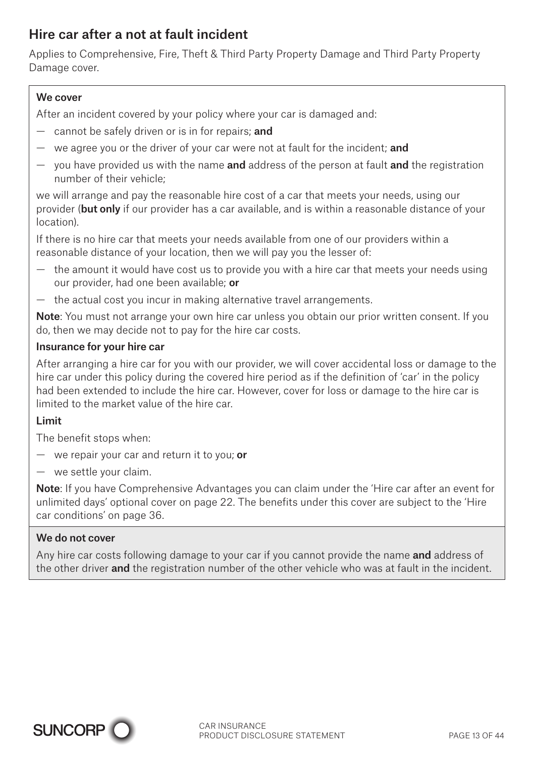## Hire car after a not at fault incident

Applies to Comprehensive, Fire, Theft & Third Party Property Damage and Third Party Property Damage cover.

### We cover

After an incident covered by your policy where your car is damaged and:

- cannot be safely driven or is in for repairs; **and**
- we agree you or the driver of your car were not at fault for the incident; **and**
- you have provided us with the name **and** address of the person at fault **and** the registration number of their vehicle;

we will arrange and pay the reasonable hire cost of a car that meets your needs, using our provider (**but only** if our provider has a car available, and is within a reasonable distance of your location).

If there is no hire car that meets your needs available from one of our providers within a reasonable distance of your location, then we will pay you the lesser of:

- the amount it would have cost us to provide you with a hire car that meets your needs using our provider, had one been available; **or**
- the actual cost you incur in making alternative travel arrangements.

**Note**: You must not arrange your own hire car unless you obtain our prior written consent. If you do, then we may decide not to pay for the hire car costs.

#### Insurance for your hire car

After arranging a hire car for you with our provider, we will cover accidental loss or damage to the hire car under this policy during the covered hire period as if the definition of 'car' in the policy had been extended to include the hire car. However, cover for loss or damage to the hire car is limited to the market value of the hire car.

#### Limit

The benefit stops when:

- we repair your car and return it to you; **or**
- we settle your claim.

**Note**: If you have Comprehensive Advantages you can claim under the 'Hire car after an event for unlimited days' optional cover on page 22. The benefits under this cover are subject to the 'Hire car conditions' on page 36.

### We do not cover

Any hire car costs following damage to your car if you cannot provide the name **and** address of the other driver **and** the registration number of the other vehicle who was at fault in the incident.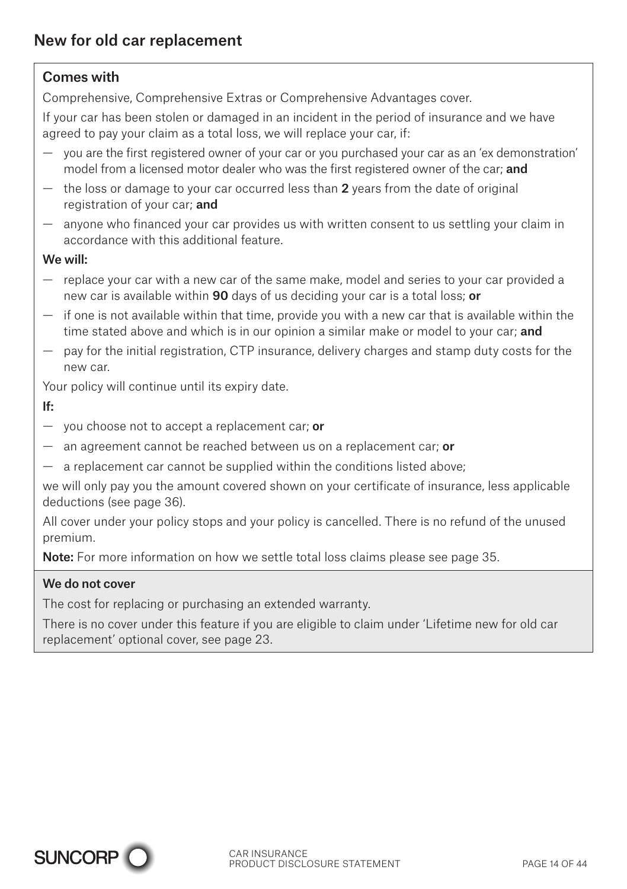## New for old car replacement

### Comes with

Comprehensive, Comprehensive Extras or Comprehensive Advantages cover.

If your car has been stolen or damaged in an incident in the period of insurance and we have agreed to pay your claim as a total loss, we will replace your car, if:

- you are the first registered owner of your car or you purchased your car as an 'ex demonstration' model from a licensed motor dealer who was the first registered owner of the car; **and**
- the loss or damage to your car occurred less than **2** years from the date of original registration of your car; **and**
- anyone who financed your car provides us with written consent to us settling your claim in accordance with this additional feature.

**We will:**

- replace your car with a new car of the same make, model and series to your car provided a new car is available within **90** days of us deciding your car is a total loss; **or**
- if one is not available within that time, provide you with a new car that is available within the time stated above and which is in our opinion a similar make or model to your car; **and**
- pay for the initial registration, CTP insurance, delivery charges and stamp duty costs for the new car.

Your policy will continue until its expiry date.

**If:**

- you choose not to accept a replacement car; **or**
- an agreement cannot be reached between us on a replacement car; **or**
- a replacement car cannot be supplied within the conditions listed above;

we will only pay you the amount covered shown on your certificate of insurance, less applicable deductions (see page 36).

All cover under your policy stops and your policy is cancelled. There is no refund of the unused premium.

**Note:** For more information on how we settle total loss claims please see page 35.

### We do not cover

The cost for replacing or purchasing an extended warranty.

There is no cover under this feature if you are eligible to claim under 'Lifetime new for old car replacement' optional cover, see page 23.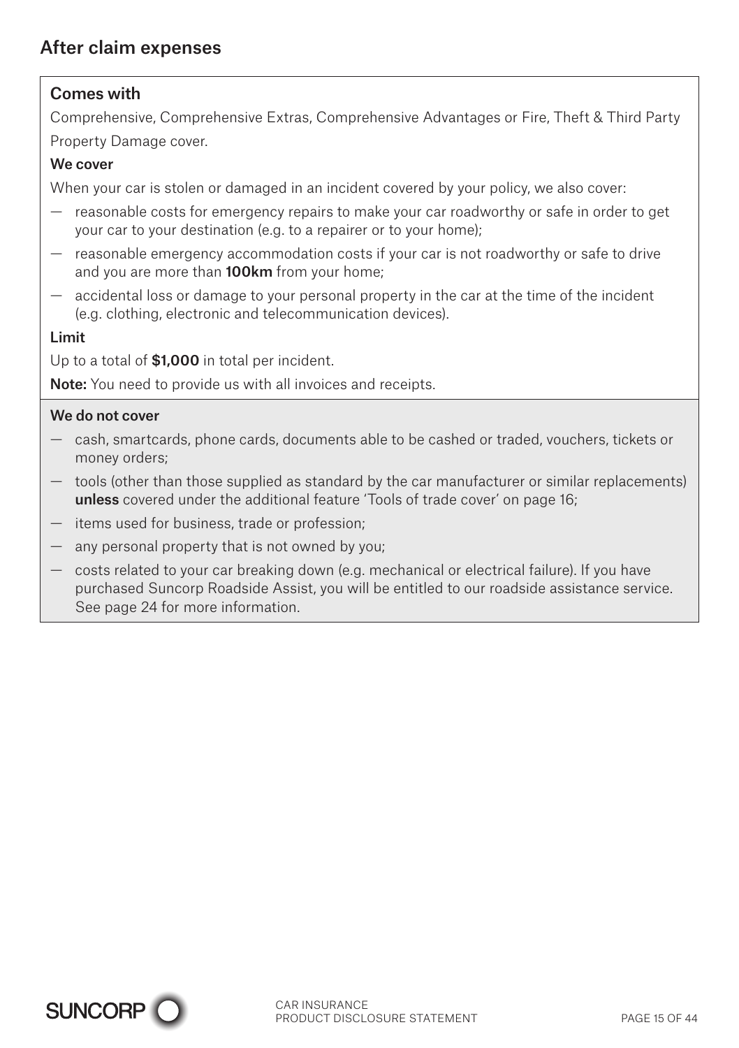## After claim expenses

### Comes with

Comprehensive, Comprehensive Extras, Comprehensive Advantages or Fire, Theft & Third Party Property Damage cover.

#### We cover

When your car is stolen or damaged in an incident covered by your policy, we also cover:

- reasonable costs for emergency repairs to make your car roadworthy or safe in order to get your car to your destination (e.g. to a repairer or to your home);
- reasonable emergency accommodation costs if your car is not roadworthy or safe to drive and you are more than **100km** from your home;
- accidental loss or damage to your personal property in the car at the time of the incident (e.g. clothing, electronic and telecommunication devices).

#### Limit

Up to a total of **$1,000** in total per incident.

**Note:** You need to provide us with all invoices and receipts.

#### We do not cover

- cash, smartcards, phone cards, documents able to be cashed or traded, vouchers, tickets or money orders;
- tools (other than those supplied as standard by the car manufacturer or similar replacements) **unless** covered under the additional feature 'Tools of trade cover' on page 16;
- items used for business, trade or profession;
- any personal property that is not owned by you;
- costs related to your car breaking down (e.g. mechanical or electrical failure). If you have purchased Suncorp Roadside Assist, you will be entitled to our roadside assistance service. See page 24 for more information.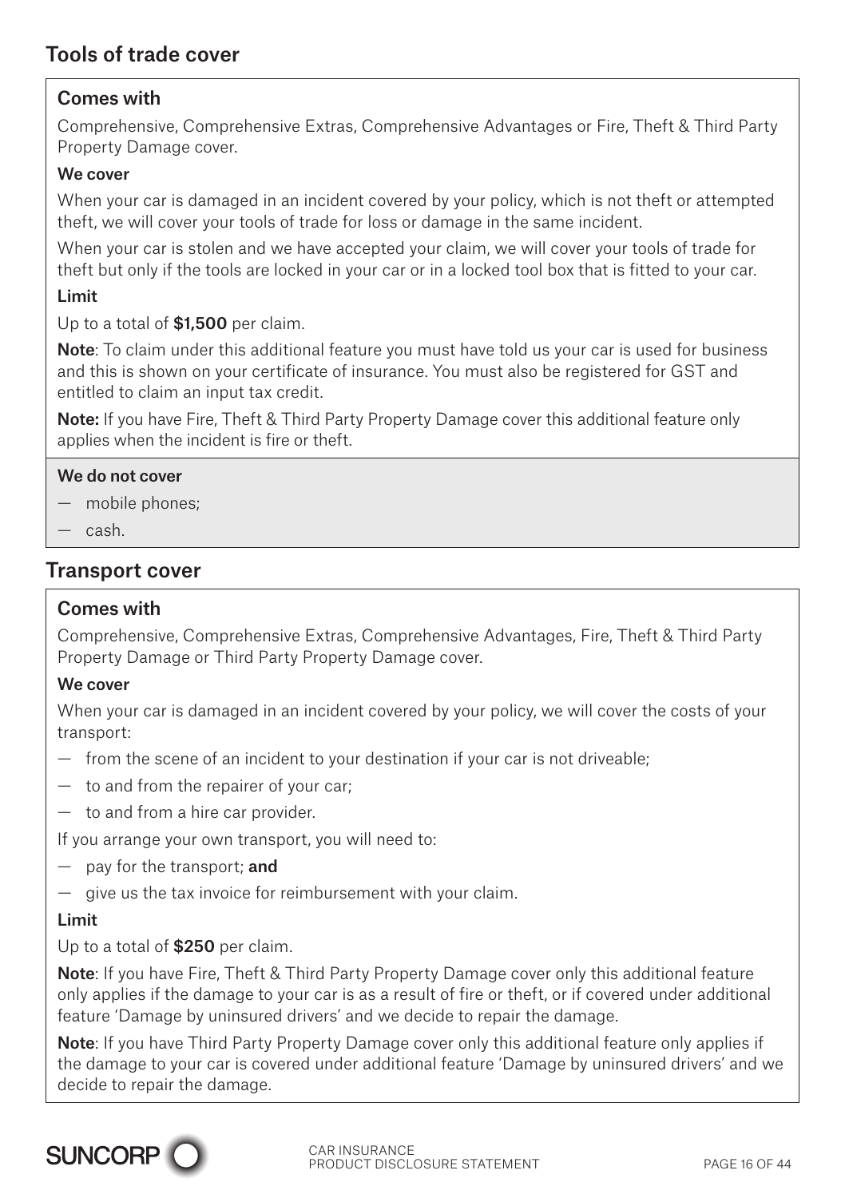## Tools of trade cover

### Comes with

Comprehensive, Comprehensive Extras, Comprehensive Advantages or Fire, Theft & Third Party Property Damage cover.

**We cover**

When your car is damaged in an incident covered by your policy, which is not theft or attempted theft, we will cover your tools of trade for loss or damage in the same incident.

When your car is stolen and we have accepted your claim, we will cover your tools of trade for theft but only if the tools are locked in your car or in a locked tool box that is fitted to your car.

**Limit**

Up to a total of **$1,500** per claim.

**Note**: To claim under this additional feature you must have told us your car is used for business and this is shown on your certificate of insurance. You must also be registered for GST and entitled to claim an input tax credit.

**Note:** If you have Fire, Theft & Third Party Property Damage cover this additional feature only applies when the incident is fire or theft.

**We do not cover**

— mobile phones;

— cash.

## Transport cover

### Comes with

Comprehensive, Comprehensive Extras, Comprehensive Advantages, Fire, Theft & Third Party Property Damage or Third Party Property Damage cover.

**We cover**

When your car is damaged in an incident covered by your policy, we will cover the costs of your transport:

— from the scene of an incident to your destination if your car is not driveable;

— to and from the repairer of your car;

— to and from a hire car provider.

If you arrange your own transport, you will need to:

— pay for the transport; **and**

— give us the tax invoice for reimbursement with your claim.

**Limit**

Up to a total of **$250** per claim.

**Note**: If you have Fire, Theft & Third Party Property Damage cover only this additional feature only applies if the damage to your car is as a result of fire or theft, or if covered under additional feature 'Damage by uninsured drivers' and we decide to repair the damage.

**Note**: If you have Third Party Property Damage cover only this additional feature only applies if the damage to your car is covered under additional feature 'Damage by uninsured drivers' and we decide to repair the damage.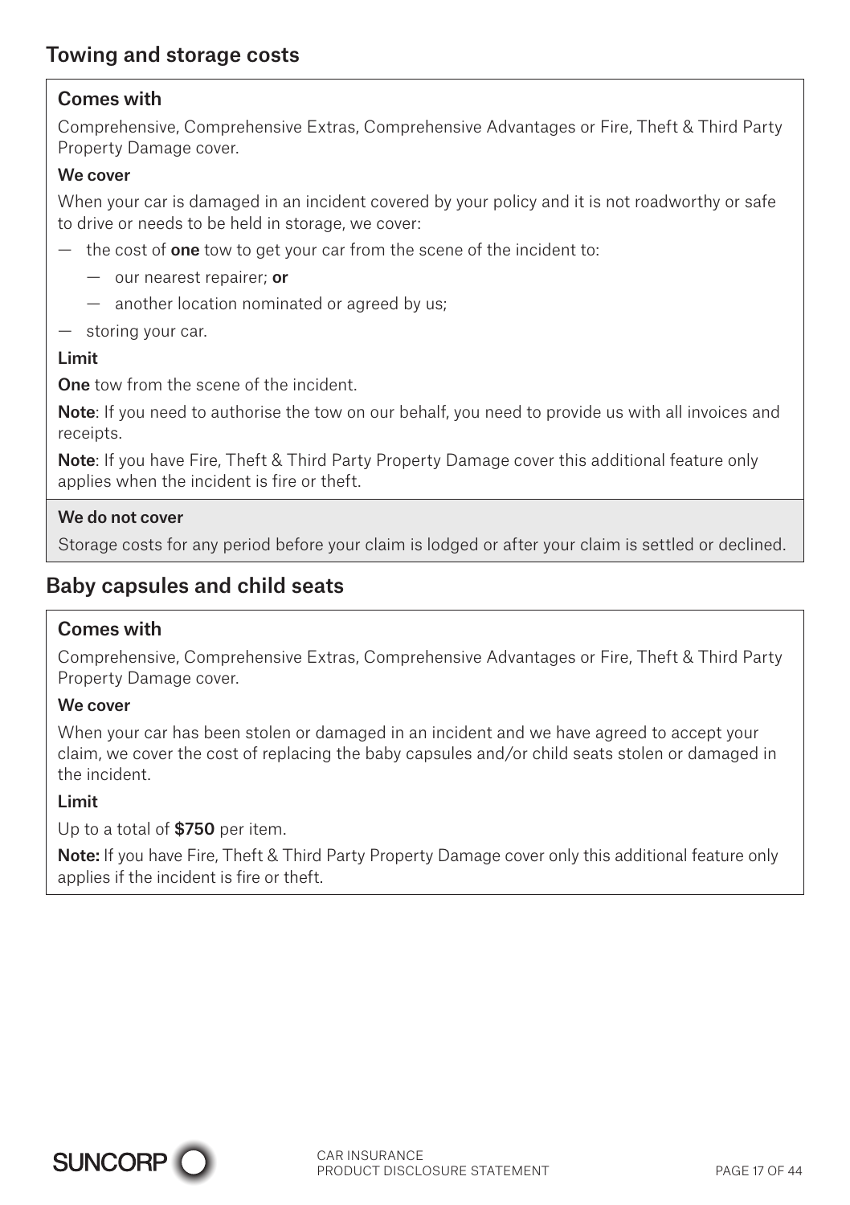## Towing and storage costs

### Comes with

Comprehensive, Comprehensive Extras, Comprehensive Advantages or Fire, Theft & Third Party Property Damage cover.

**We cover**

When your car is damaged in an incident covered by your policy and it is not roadworthy or safe to drive or needs to be held in storage, we cover:

- the cost of **one** tow to get your car from the scene of the incident to:
  - our nearest repairer; **or**
  - another location nominated or agreed by us;
- storing your car.

**Limit**

**One** tow from the scene of the incident.

**Note**: If you need to authorise the tow on our behalf, you need to provide us with all invoices and receipts.

**Note**: If you have Fire, Theft & Third Party Property Damage cover this additional feature only applies when the incident is fire or theft.

**We do not cover**

Storage costs for any period before your claim is lodged or after your claim is settled or declined.

## Baby capsules and child seats

### Comes with

Comprehensive, Comprehensive Extras, Comprehensive Advantages or Fire, Theft & Third Party Property Damage cover.

**We cover**

When your car has been stolen or damaged in an incident and we have agreed to accept your claim, we cover the cost of replacing the baby capsules and/or child seats stolen or damaged in the incident.

**Limit**

Up to a total of **$750** per item.

**Note:** If you have Fire, Theft & Third Party Property Damage cover only this additional feature only applies if the incident is fire or theft.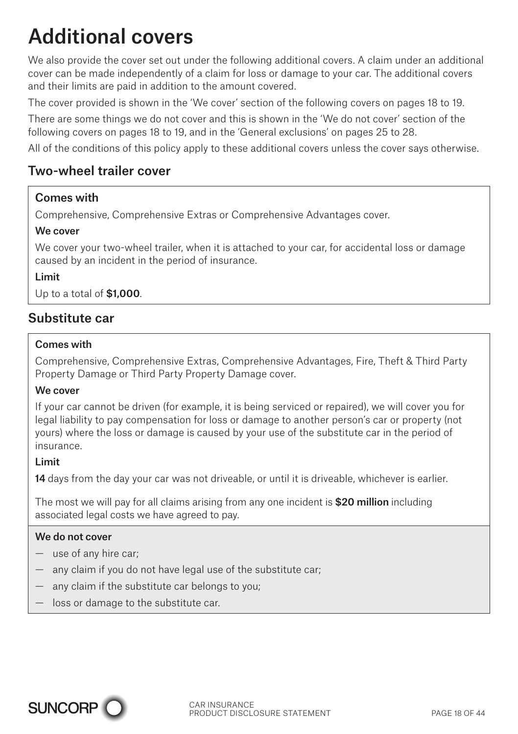# Additional covers

We also provide the cover set out under the following additional covers. A claim under an additional cover can be made independently of a claim for loss or damage to your car. The additional covers and their limits are paid in addition to the amount covered.

The cover provided is shown in the 'We cover' section of the following covers on pages 18 to 19.

There are some things we do not cover and this is shown in the 'We do not cover' section of the following covers on pages 18 to 19, and in the 'General exclusions' on pages 25 to 28.

All of the conditions of this policy apply to these additional covers unless the cover says otherwise.

## Two-wheel trailer cover

**Comes with**

Comprehensive, Comprehensive Extras or Comprehensive Advantages cover.

**We cover**

We cover your two-wheel trailer, when it is attached to your car, for accidental loss or damage caused by an incident in the period of insurance.

**Limit**

Up to a total of **$1,000**.

## Substitute car

**Comes with**

Comprehensive, Comprehensive Extras, Comprehensive Advantages, Fire, Theft & Third Party Property Damage or Third Party Property Damage cover.

**We cover**

If your car cannot be driven (for example, it is being serviced or repaired), we will cover you for legal liability to pay compensation for loss or damage to another person's car or property (not yours) where the loss or damage is caused by your use of the substitute car in the period of insurance.

**Limit**

**14** days from the day your car was not driveable, or until it is driveable, whichever is earlier.

The most we will pay for all claims arising from any one incident is **$20 million** including associated legal costs we have agreed to pay.

**We do not cover**

- use of any hire car;
- any claim if you do not have legal use of the substitute car;
- any claim if the substitute car belongs to you;
- loss or damage to the substitute car.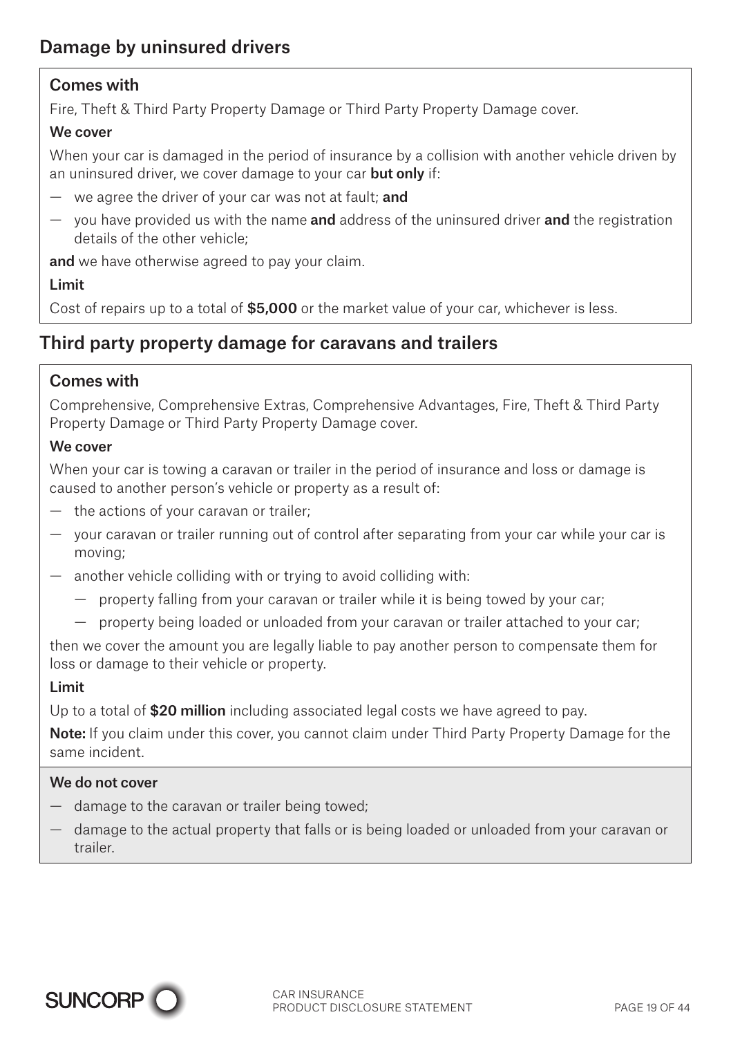## Damage by uninsured drivers

### Comes with

Fire, Theft & Third Party Property Damage or Third Party Property Damage cover.

**We cover**

When your car is damaged in the period of insurance by a collision with another vehicle driven by an uninsured driver, we cover damage to your car **but only** if:

- we agree the driver of your car was not at fault; **and**
- you have provided us with the name **and** address of the uninsured driver **and** the registration details of the other vehicle;

**and** we have otherwise agreed to pay your claim.

**Limit**

Cost of repairs up to a total of **$5,000** or the market value of your car, whichever is less.

## Third party property damage for caravans and trailers

### Comes with

Comprehensive, Comprehensive Extras, Comprehensive Advantages, Fire, Theft & Third Party Property Damage or Third Party Property Damage cover.

**We cover**

When your car is towing a caravan or trailer in the period of insurance and loss or damage is caused to another person's vehicle or property as a result of:

- the actions of your caravan or trailer;
- your caravan or trailer running out of control after separating from your car while your car is moving;
- another vehicle colliding with or trying to avoid colliding with:
  - property falling from your caravan or trailer while it is being towed by your car;
  - property being loaded or unloaded from your caravan or trailer attached to your car;

then we cover the amount you are legally liable to pay another person to compensate them for loss or damage to their vehicle or property.

**Limit**

Up to a total of **$20 million** including associated legal costs we have agreed to pay.

**Note:** If you claim under this cover, you cannot claim under Third Party Property Damage for the same incident.

**We do not cover**

- damage to the caravan or trailer being towed;
- damage to the actual property that falls or is being loaded or unloaded from your caravan or trailer.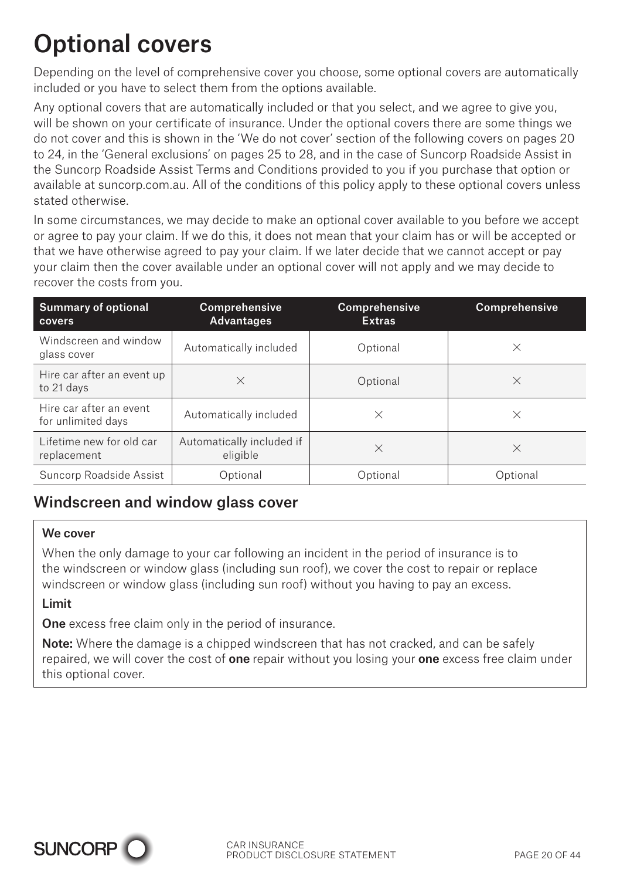# Optional covers

Depending on the level of comprehensive cover you choose, some optional covers are automatically included or you have to select them from the options available.

Any optional covers that are automatically included or that you select, and we agree to give you, will be shown on your certificate of insurance. Under the optional covers there are some things we do not cover and this is shown in the 'We do not cover' section of the following covers on pages 20 to 24, in the 'General exclusions' on pages 25 to 28, and in the case of Suncorp Roadside Assist in the Suncorp Roadside Assist Terms and Conditions provided to you if you purchase that option or available at suncorp.com.au. All of the conditions of this policy apply to these optional covers unless stated otherwise.

In some circumstances, we may decide to make an optional cover available to you before we accept or agree to pay your claim. If we do this, it does not mean that your claim has or will be accepted or that we have otherwise agreed to pay your claim. If we later decide that we cannot accept or pay your claim then the cover available under an optional cover will not apply and we may decide to recover the costs from you.

| Summary of optional covers | Comprehensive Advantages | Comprehensive Extras | Comprehensive |
|---|---|---|---|
| Windscreen and window glass cover | Automatically included | Optional | × |
| Hire car after an event up to 21 days | × | Optional | × |
| Hire car after an event for unlimited days | Automatically included | × | × |
| Lifetime new for old car replacement | Automatically included if eligible | × | × |
| Suncorp Roadside Assist | Optional | Optional | Optional |

## Windscreen and window glass cover

**We cover**

When the only damage to your car following an incident in the period of insurance is to the windscreen or window glass (including sun roof), we cover the cost to repair or replace windscreen or window glass (including sun roof) without you having to pay an excess.

**Limit**

**One** excess free claim only in the period of insurance.

**Note:** Where the damage is a chipped windscreen that has not cracked, and can be safely repaired, we will cover the cost of **one** repair without you losing your **one** excess free claim under this optional cover.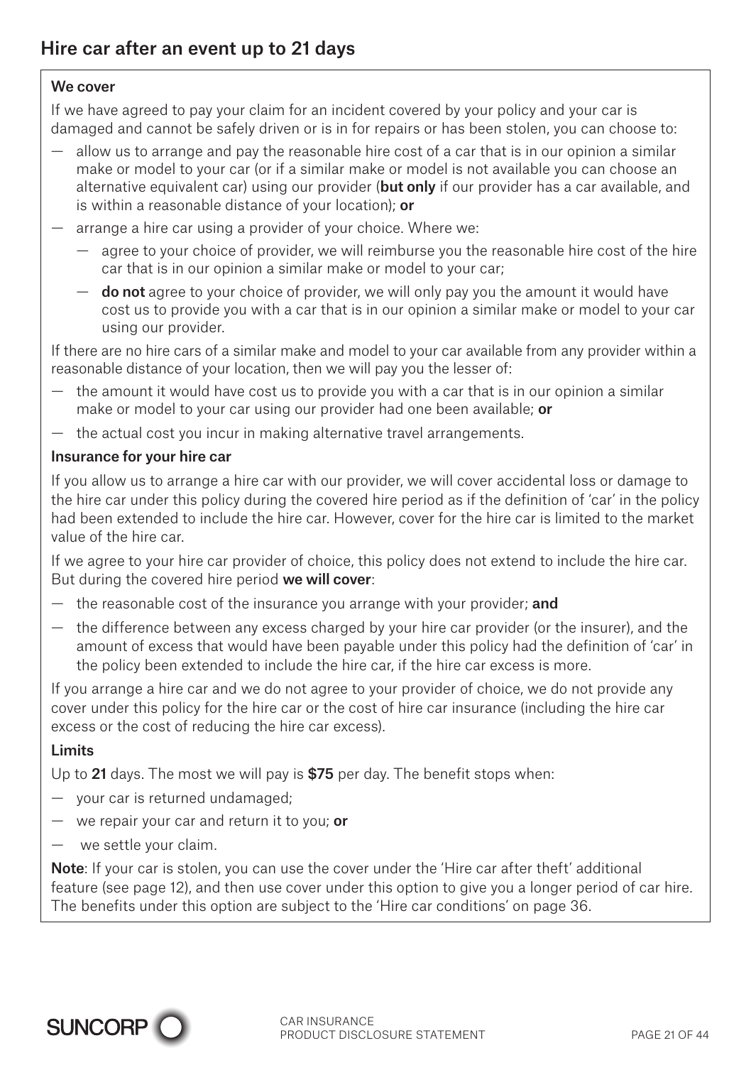## Hire car after an event up to 21 days

**We cover**

If we have agreed to pay your claim for an incident covered by your policy and your car is damaged and cannot be safely driven or is in for repairs or has been stolen, you can choose to:

- allow us to arrange and pay the reasonable hire cost of a car that is in our opinion a similar make or model to your car (or if a similar make or model is not available you can choose an alternative equivalent car) using our provider (**but only** if our provider has a car available, and is within a reasonable distance of your location); **or**
- arrange a hire car using a provider of your choice. Where we:
  - agree to your choice of provider, we will reimburse you the reasonable hire cost of the hire car that is in our opinion a similar make or model to your car;
  - **do not** agree to your choice of provider, we will only pay you the amount it would have cost us to provide you with a car that is in our opinion a similar make or model to your car using our provider.

If there are no hire cars of a similar make and model to your car available from any provider within a reasonable distance of your location, then we will pay you the lesser of:

- the amount it would have cost us to provide you with a car that is in our opinion a similar make or model to your car using our provider had one been available; **or**
- the actual cost you incur in making alternative travel arrangements.

**Insurance for your hire car**

If you allow us to arrange a hire car with our provider, we will cover accidental loss or damage to the hire car under this policy during the covered hire period as if the definition of 'car' in the policy had been extended to include the hire car. However, cover for the hire car is limited to the market value of the hire car.

If we agree to your hire car provider of choice, this policy does not extend to include the hire car. But during the covered hire period **we will cover**:

- the reasonable cost of the insurance you arrange with your provider; **and**
- the difference between any excess charged by your hire car provider (or the insurer), and the amount of excess that would have been payable under this policy had the definition of 'car' in the policy been extended to include the hire car, if the hire car excess is more.

If you arrange a hire car and we do not agree to your provider of choice, we do not provide any cover under this policy for the hire car or the cost of hire car insurance (including the hire car excess or the cost of reducing the hire car excess).

**Limits**

Up to **21** days. The most we will pay is **$75** per day. The benefit stops when:

- your car is returned undamaged;
- we repair your car and return it to you; **or**
- we settle your claim.

**Note**: If your car is stolen, you can use the cover under the 'Hire car after theft' additional feature (see page 12), and then use cover under this option to give you a longer period of car hire. The benefits under this option are subject to the 'Hire car conditions' on page 36.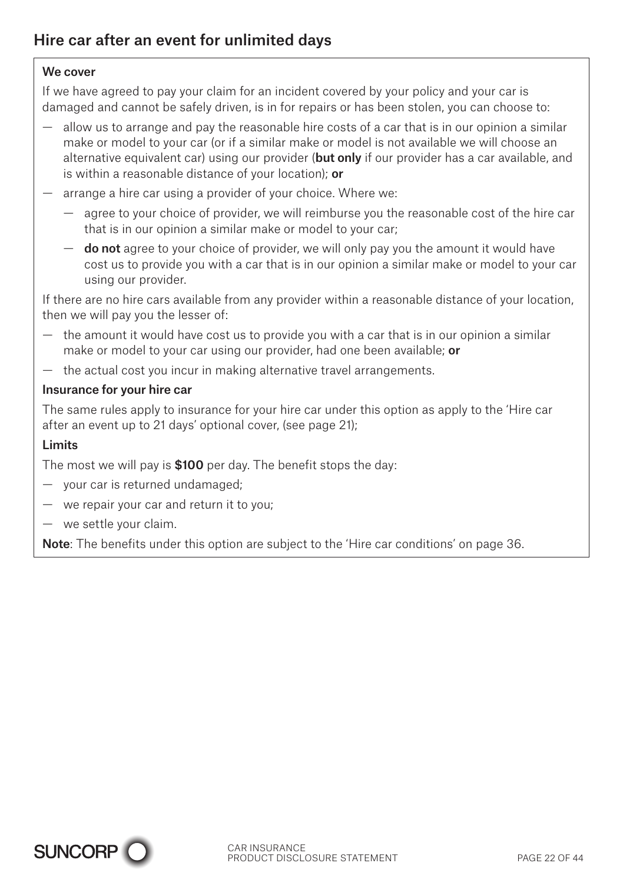## Hire car after an event for unlimited days

**We cover**

If we have agreed to pay your claim for an incident covered by your policy and your car is damaged and cannot be safely driven, is in for repairs or has been stolen, you can choose to:

- allow us to arrange and pay the reasonable hire costs of a car that is in our opinion a similar make or model to your car (or if a similar make or model is not available we will choose an alternative equivalent car) using our provider (**but only** if our provider has a car available, and is within a reasonable distance of your location); **or**
- arrange a hire car using a provider of your choice. Where we:
  - agree to your choice of provider, we will reimburse you the reasonable cost of the hire car that is in our opinion a similar make or model to your car;
  - **do not** agree to your choice of provider, we will only pay you the amount it would have cost us to provide you with a car that is in our opinion a similar make or model to your car using our provider.

If there are no hire cars available from any provider within a reasonable distance of your location, then we will pay you the lesser of:

- the amount it would have cost us to provide you with a car that is in our opinion a similar make or model to your car using our provider, had one been available; **or**
- the actual cost you incur in making alternative travel arrangements.

**Insurance for your hire car**

The same rules apply to insurance for your hire car under this option as apply to the 'Hire car after an event up to 21 days' optional cover, (see page 21);

**Limits**

The most we will pay is **$100** per day. The benefit stops the day:

- your car is returned undamaged;
- we repair your car and return it to you;
- we settle your claim.

**Note**: The benefits under this option are subject to the 'Hire car conditions' on page 36.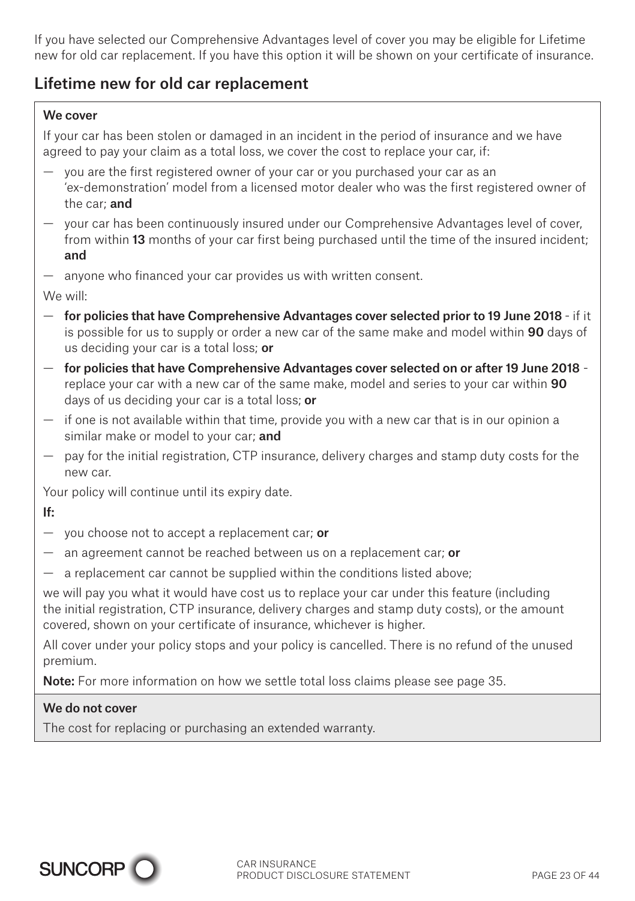If you have selected our Comprehensive Advantages level of cover you may be eligible for Lifetime new for old car replacement. If you have this option it will be shown on your certificate of insurance.

## Lifetime new for old car replacement

**We cover**

If your car has been stolen or damaged in an incident in the period of insurance and we have agreed to pay your claim as a total loss, we cover the cost to replace your car, if:

- you are the first registered owner of your car or you purchased your car as an 'ex-demonstration' model from a licensed motor dealer who was the first registered owner of the car; **and**
- your car has been continuously insured under our Comprehensive Advantages level of cover, from within **13** months of your car first being purchased until the time of the insured incident; **and**
- anyone who financed your car provides us with written consent.

We will:

- **for policies that have Comprehensive Advantages cover selected prior to 19 June 2018** - if it is possible for us to supply or order a new car of the same make and model within **90** days of us deciding your car is a total loss; **or**
- **for policies that have Comprehensive Advantages cover selected on or after 19 June 2018** - replace your car with a new car of the same make, model and series to your car within **90** days of us deciding your car is a total loss; **or**
- if one is not available within that time, provide you with a new car that is in our opinion a similar make or model to your car; **and**
- pay for the initial registration, CTP insurance, delivery charges and stamp duty costs for the new car.

Your policy will continue until its expiry date.

**If:**

- you choose not to accept a replacement car; **or**
- an agreement cannot be reached between us on a replacement car; **or**
- a replacement car cannot be supplied within the conditions listed above;

we will pay you what it would have cost us to replace your car under this feature (including the initial registration, CTP insurance, delivery charges and stamp duty costs), or the amount covered, shown on your certificate of insurance, whichever is higher.

All cover under your policy stops and your policy is cancelled. There is no refund of the unused premium.

**Note:** For more information on how we settle total loss claims please see page 35.

**We do not cover**

The cost for replacing or purchasing an extended warranty.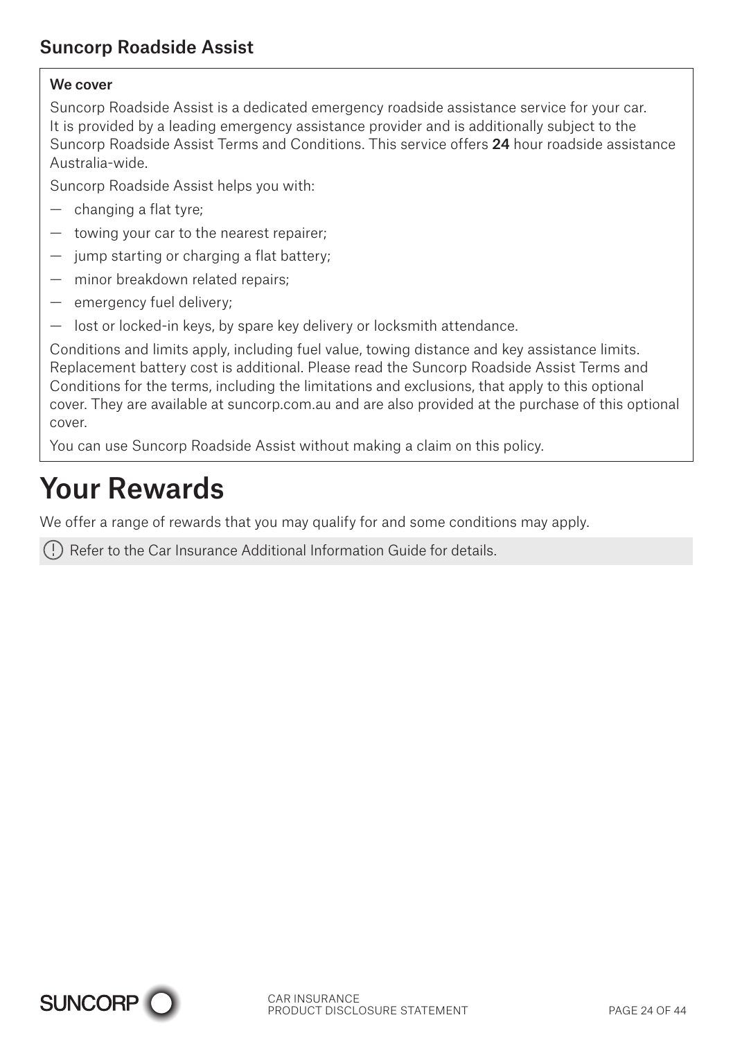### Suncorp Roadside Assist

**We cover**

Suncorp Roadside Assist is a dedicated emergency roadside assistance service for your car. It is provided by a leading emergency assistance provider and is additionally subject to the Suncorp Roadside Assist Terms and Conditions. This service offers **24** hour roadside assistance Australia-wide.

Suncorp Roadside Assist helps you with:

- changing a flat tyre;
- towing your car to the nearest repairer;
- jump starting or charging a flat battery;
- minor breakdown related repairs;
- emergency fuel delivery;
- lost or locked-in keys, by spare key delivery or locksmith attendance.

Conditions and limits apply, including fuel value, towing distance and key assistance limits. Replacement battery cost is additional. Please read the Suncorp Roadside Assist Terms and Conditions for the terms, including the limitations and exclusions, that apply to this optional cover. They are available at suncorp.com.au and are also provided at the purchase of this optional cover.

You can use Suncorp Roadside Assist without making a claim on this policy.

# Your Rewards

We offer a range of rewards that you may qualify for and some conditions may apply.

(!) Refer to the Car Insurance Additional Information Guide for details.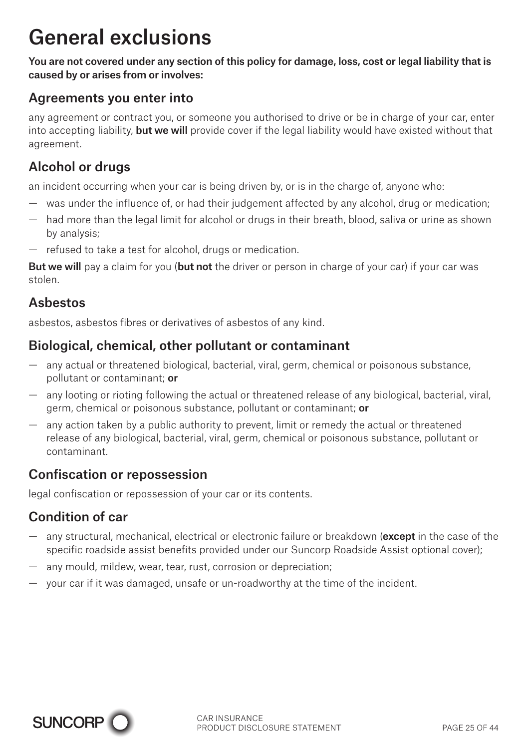# General exclusions

**You are not covered under any section of this policy for damage, loss, cost or legal liability that is caused by or arises from or involves:**

## Agreements you enter into

any agreement or contract you, or someone you authorised to drive or be in charge of your car, enter into accepting liability, **but we will** provide cover if the legal liability would have existed without that agreement.

## Alcohol or drugs

an incident occurring when your car is being driven by, or is in the charge of, anyone who:

- was under the influence of, or had their judgement affected by any alcohol, drug or medication;
- had more than the legal limit for alcohol or drugs in their breath, blood, saliva or urine as shown by analysis;
- refused to take a test for alcohol, drugs or medication.

**But we will** pay a claim for you (**but not** the driver or person in charge of your car) if your car was stolen.

## Asbestos

asbestos, asbestos fibres or derivatives of asbestos of any kind.

## Biological, chemical, other pollutant or contaminant

- any actual or threatened biological, bacterial, viral, germ, chemical or poisonous substance, pollutant or contaminant; **or**
- any looting or rioting following the actual or threatened release of any biological, bacterial, viral, germ, chemical or poisonous substance, pollutant or contaminant; **or**
- any action taken by a public authority to prevent, limit or remedy the actual or threatened release of any biological, bacterial, viral, germ, chemical or poisonous substance, pollutant or contaminant.

## Confiscation or repossession

legal confiscation or repossession of your car or its contents.

## Condition of car

- any structural, mechanical, electrical or electronic failure or breakdown (**except** in the case of the specific roadside assist benefits provided under our Suncorp Roadside Assist optional cover);
- any mould, mildew, wear, tear, rust, corrosion or depreciation;
- your car if it was damaged, unsafe or un-roadworthy at the time of the incident.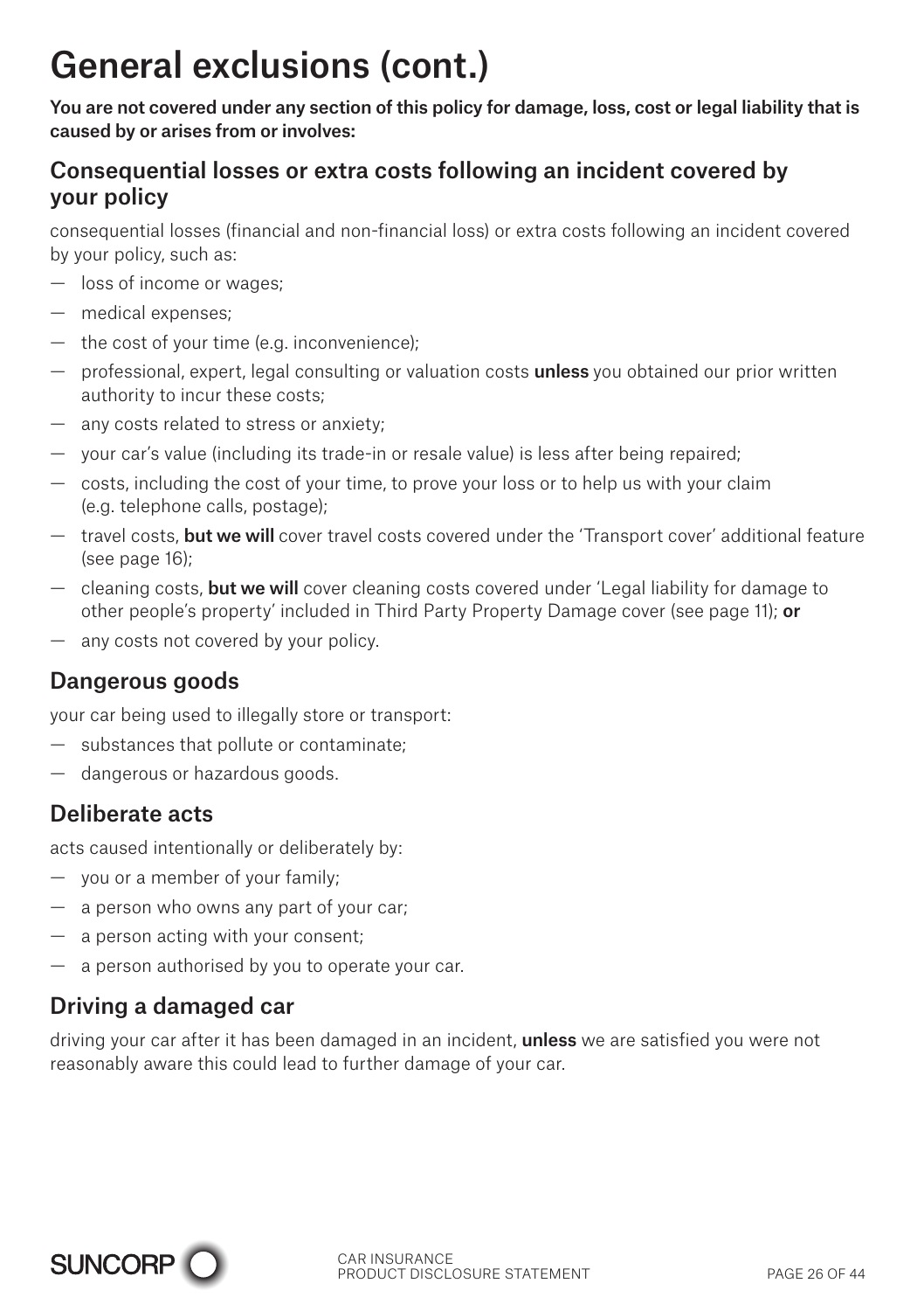# General exclusions (cont.)

**You are not covered under any section of this policy for damage, loss, cost or legal liability that is caused by or arises from or involves:**

## Consequential losses or extra costs following an incident covered by your policy

consequential losses (financial and non-financial loss) or extra costs following an incident covered by your policy, such as:

- loss of income or wages;
- medical expenses;
- the cost of your time (e.g. inconvenience);
- professional, expert, legal consulting or valuation costs **unless** you obtained our prior written authority to incur these costs;
- any costs related to stress or anxiety;
- your car's value (including its trade-in or resale value) is less after being repaired;
- costs, including the cost of your time, to prove your loss or to help us with your claim (e.g. telephone calls, postage);
- travel costs, **but we will** cover travel costs covered under the 'Transport cover' additional feature (see page 16);
- cleaning costs, **but we will** cover cleaning costs covered under 'Legal liability for damage to other people's property' included in Third Party Property Damage cover (see page 11); **or**
- any costs not covered by your policy.

## Dangerous goods

your car being used to illegally store or transport:

- substances that pollute or contaminate;
- dangerous or hazardous goods.

## Deliberate acts

acts caused intentionally or deliberately by:

- you or a member of your family;
- a person who owns any part of your car;
- a person acting with your consent;
- a person authorised by you to operate your car.

## Driving a damaged car

driving your car after it has been damaged in an incident, **unless** we are satisfied you were not reasonably aware this could lead to further damage of your car.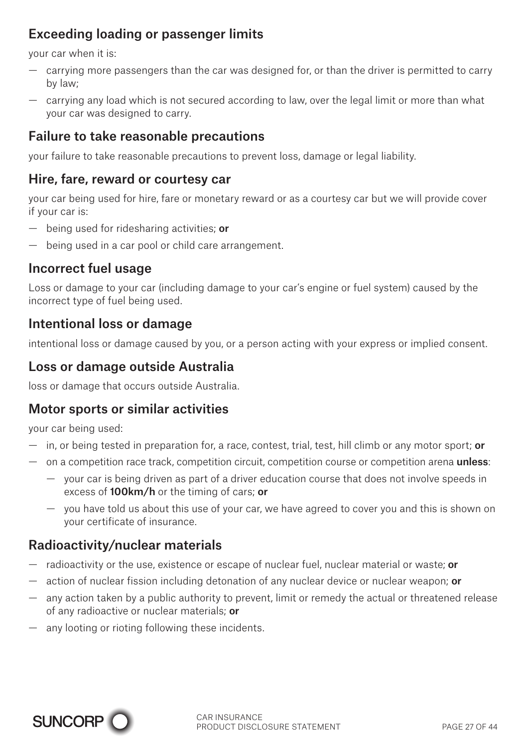## Exceeding loading or passenger limits

your car when it is:

- carrying more passengers than the car was designed for, or than the driver is permitted to carry by law;
- carrying any load which is not secured according to law, over the legal limit or more than what your car was designed to carry.

## Failure to take reasonable precautions

your failure to take reasonable precautions to prevent loss, damage or legal liability.

## Hire, fare, reward or courtesy car

your car being used for hire, fare or monetary reward or as a courtesy car but we will provide cover if your car is:

- being used for ridesharing activities; **or**
- being used in a car pool or child care arrangement.

## Incorrect fuel usage

Loss or damage to your car (including damage to your car's engine or fuel system) caused by the incorrect type of fuel being used.

## Intentional loss or damage

intentional loss or damage caused by you, or a person acting with your express or implied consent.

## Loss or damage outside Australia

loss or damage that occurs outside Australia.

## Motor sports or similar activities

your car being used:

- in, or being tested in preparation for, a race, contest, trial, test, hill climb or any motor sport; **or**
- on a competition race track, competition circuit, competition course or competition arena **unless**:
  - your car is being driven as part of a driver education course that does not involve speeds in excess of **100km/h** or the timing of cars; **or**
  - you have told us about this use of your car, we have agreed to cover you and this is shown on your certificate of insurance.

## Radioactivity/nuclear materials

- radioactivity or the use, existence or escape of nuclear fuel, nuclear material or waste; **or**
- action of nuclear fission including detonation of any nuclear device or nuclear weapon; **or**
- any action taken by a public authority to prevent, limit or remedy the actual or threatened release of any radioactive or nuclear materials; **or**
- any looting or rioting following these incidents.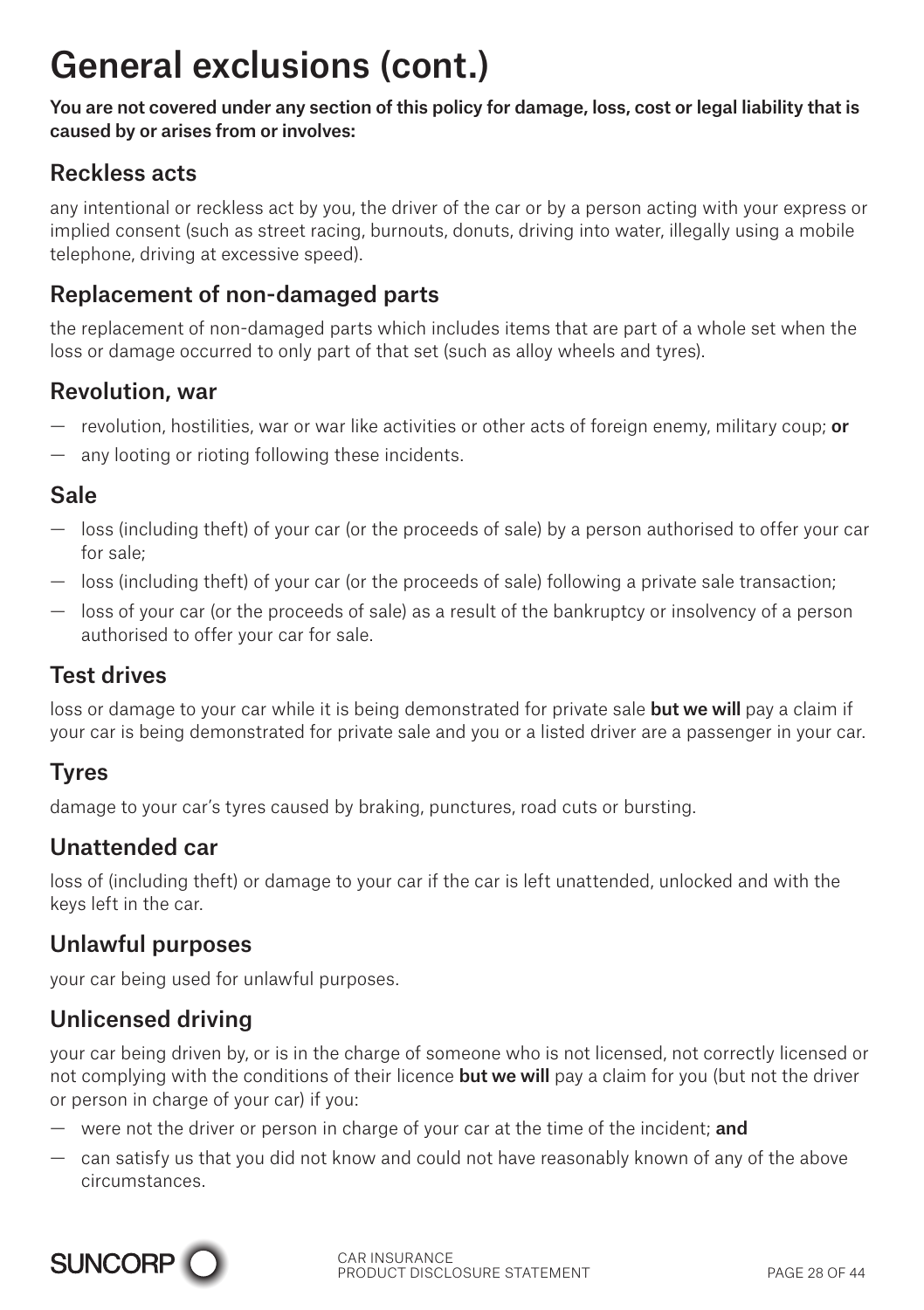# General exclusions (cont.)

**You are not covered under any section of this policy for damage, loss, cost or legal liability that is caused by or arises from or involves:**

## Reckless acts

any intentional or reckless act by you, the driver of the car or by a person acting with your express or implied consent (such as street racing, burnouts, donuts, driving into water, illegally using a mobile telephone, driving at excessive speed).

## Replacement of non-damaged parts

the replacement of non-damaged parts which includes items that are part of a whole set when the loss or damage occurred to only part of that set (such as alloy wheels and tyres).

## Revolution, war

- revolution, hostilities, war or war like activities or other acts of foreign enemy, military coup; **or**
- any looting or rioting following these incidents.

## Sale

- loss (including theft) of your car (or the proceeds of sale) by a person authorised to offer your car for sale;
- loss (including theft) of your car (or the proceeds of sale) following a private sale transaction;
- loss of your car (or the proceeds of sale) as a result of the bankruptcy or insolvency of a person authorised to offer your car for sale.

## Test drives

loss or damage to your car while it is being demonstrated for private sale **but we will** pay a claim if your car is being demonstrated for private sale and you or a listed driver are a passenger in your car.

## Tyres

damage to your car's tyres caused by braking, punctures, road cuts or bursting.

## Unattended car

loss of (including theft) or damage to your car if the car is left unattended, unlocked and with the keys left in the car.

## Unlawful purposes

your car being used for unlawful purposes.

## Unlicensed driving

your car being driven by, or is in the charge of someone who is not licensed, not correctly licensed or not complying with the conditions of their licence **but we will** pay a claim for you (but not the driver or person in charge of your car) if you:

- were not the driver or person in charge of your car at the time of the incident; **and**
- can satisfy us that you did not know and could not have reasonably known of any of the above circumstances.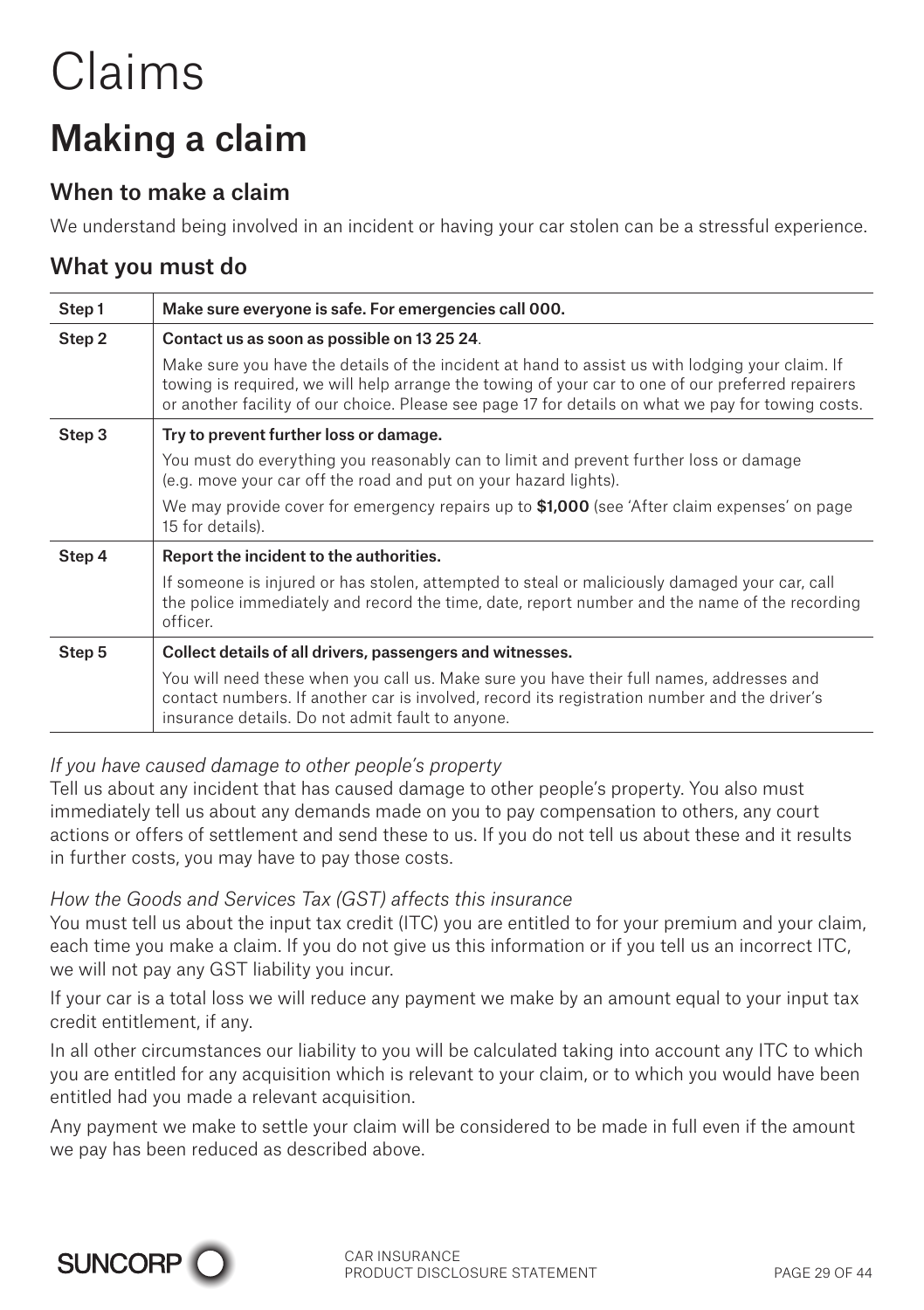# Claims

## Making a claim

### When to make a claim

We understand being involved in an incident or having your car stolen can be a stressful experience.

### What you must do

| Step | Action |
|---|---|
| Step 1 | **Make sure everyone is safe. For emergencies call 000.** |
| Step 2 | **Contact us as soon as possible on 13 25 24**.<br><br>Make sure you have the details of the incident at hand to assist us with lodging your claim. If towing is required, we will help arrange the towing of your car to one of our preferred repairers or another facility of our choice. Please see page 17 for details on what we pay for towing costs. |
| Step 3 | **Try to prevent further loss or damage.**<br><br>You must do everything you reasonably can to limit and prevent further loss or damage (e.g. move your car off the road and put on your hazard lights).<br><br>We may provide cover for emergency repairs up to **$1,000** (see 'After claim expenses' on page 15 for details). |
| Step 4 | **Report the incident to the authorities.**<br><br>If someone is injured or has stolen, attempted to steal or maliciously damaged your car, call the police immediately and record the time, date, report number and the name of the recording officer. |
| Step 5 | **Collect details of all drivers, passengers and witnesses.**<br><br>You will need these when you call us. Make sure you have their full names, addresses and contact numbers. If another car is involved, record its registration number and the driver's insurance details. Do not admit fault to anyone. |

*If you have caused damage to other people's property*

Tell us about any incident that has caused damage to other people's property. You also must immediately tell us about any demands made on you to pay compensation to others, any court actions or offers of settlement and send these to us. If you do not tell us about these and it results in further costs, you may have to pay those costs.

*How the Goods and Services Tax (GST) affects this insurance*

You must tell us about the input tax credit (ITC) you are entitled to for your premium and your claim, each time you make a claim. If you do not give us this information or if you tell us an incorrect ITC, we will not pay any GST liability you incur.

If your car is a total loss we will reduce any payment we make by an amount equal to your input tax credit entitlement, if any.

In all other circumstances our liability to you will be calculated taking into account any ITC to which you are entitled for any acquisition which is relevant to your claim, or to which you would have been entitled had you made a relevant acquisition.

Any payment we make to settle your claim will be considered to be made in full even if the amount we pay has been reduced as described above.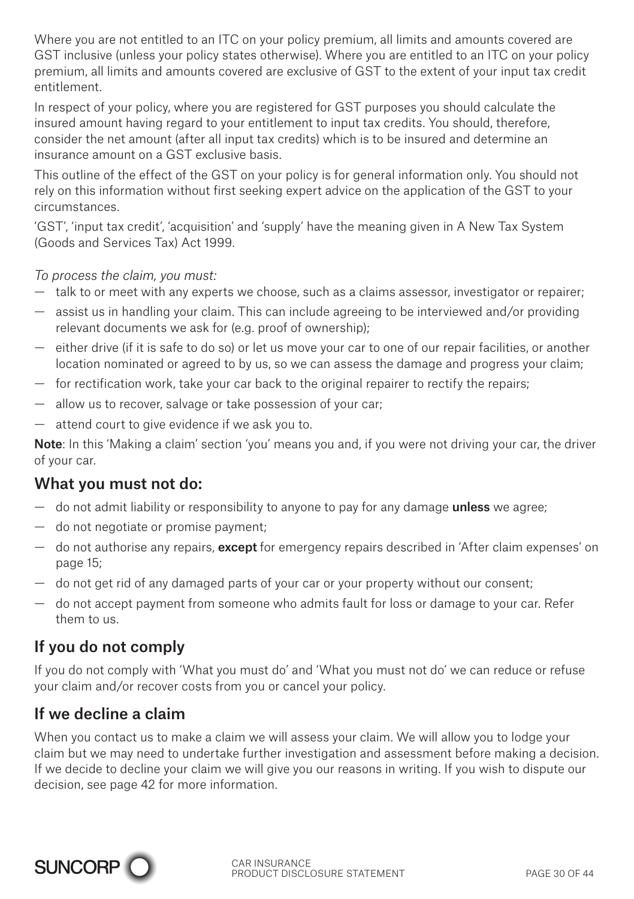Where you are not entitled to an ITC on your policy premium, all limits and amounts covered are GST inclusive (unless your policy states otherwise). Where you are entitled to an ITC on your policy premium, all limits and amounts covered are exclusive of GST to the extent of your input tax credit entitlement.

In respect of your policy, where you are registered for GST purposes you should calculate the insured amount having regard to your entitlement to input tax credits. You should, therefore, consider the net amount (after all input tax credits) which is to be insured and determine an insurance amount on a GST exclusive basis.

This outline of the effect of the GST on your policy is for general information only. You should not rely on this information without first seeking expert advice on the application of the GST to your circumstances.

'GST', 'input tax credit', 'acquisition' and 'supply' have the meaning given in A New Tax System (Goods and Services Tax) Act 1999.

*To process the claim, you must:*

- talk to or meet with any experts we choose, such as a claims assessor, investigator or repairer;
- assist us in handling your claim. This can include agreeing to be interviewed and/or providing relevant documents we ask for (e.g. proof of ownership);
- either drive (if it is safe to do so) or let us move your car to one of our repair facilities, or another location nominated or agreed to by us, so we can assess the damage and progress your claim;
- for rectification work, take your car back to the original repairer to rectify the repairs;
- allow us to recover, salvage or take possession of your car;
- attend court to give evidence if we ask you to.

**Note**: In this 'Making a claim' section 'you' means you and, if you were not driving your car, the driver of your car.

## What you must not do:

- do not admit liability or responsibility to anyone to pay for any damage **unless** we agree;
- do not negotiate or promise payment;
- do not authorise any repairs, **except** for emergency repairs described in 'After claim expenses' on page 15;
- do not get rid of any damaged parts of your car or your property without our consent;
- do not accept payment from someone who admits fault for loss or damage to your car. Refer them to us.

## If you do not comply

If you do not comply with 'What you must do' and 'What you must not do' we can reduce or refuse your claim and/or recover costs from you or cancel your policy.

## If we decline a claim

When you contact us to make a claim we will assess your claim. We will allow you to lodge your claim but we may need to undertake further investigation and assessment before making a decision. If we decide to decline your claim we will give you our reasons in writing. If you wish to dispute our decision, see page 42 for more information.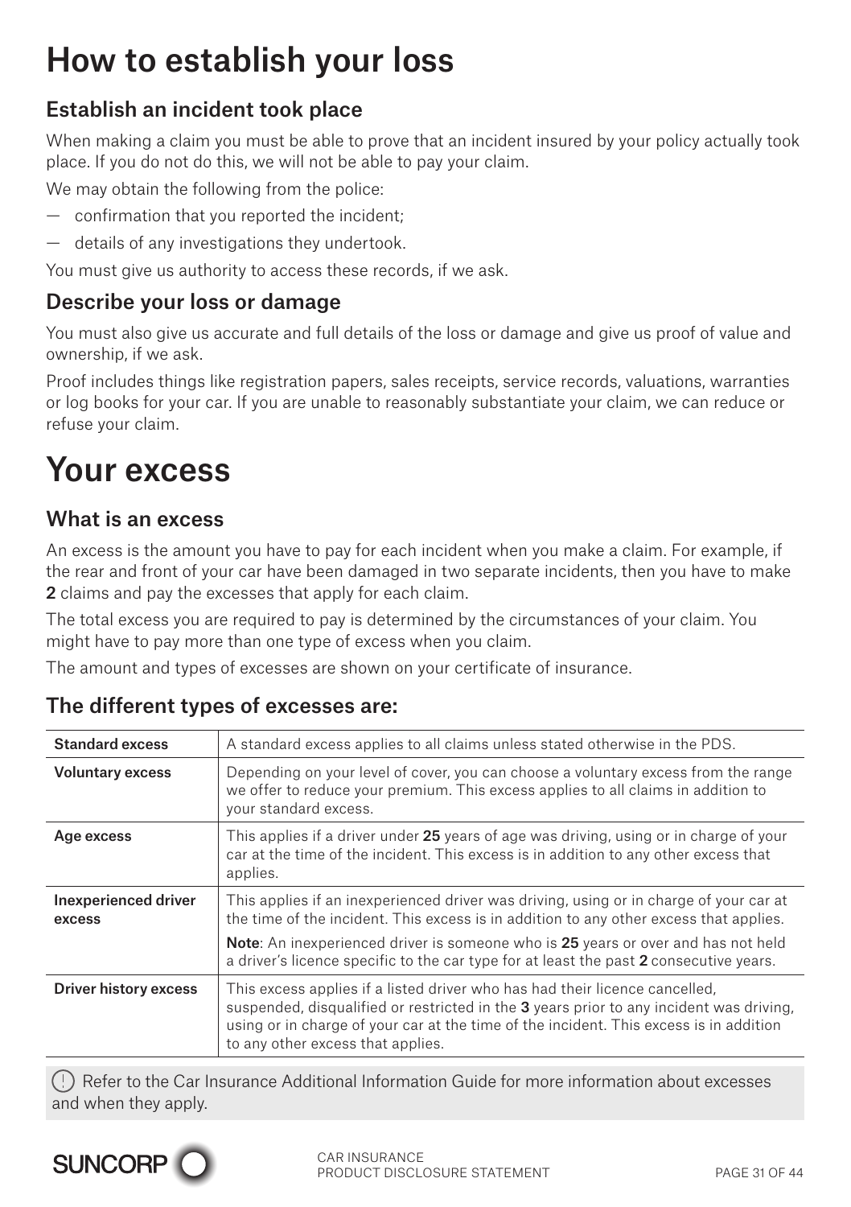# How to establish your loss

## Establish an incident took place

When making a claim you must be able to prove that an incident insured by your policy actually took place. If you do not do this, we will not be able to pay your claim.

We may obtain the following from the police:

- confirmation that you reported the incident;
- details of any investigations they undertook.

You must give us authority to access these records, if we ask.

## Describe your loss or damage

You must also give us accurate and full details of the loss or damage and give us proof of value and ownership, if we ask.

Proof includes things like registration papers, sales receipts, service records, valuations, warranties or log books for your car. If you are unable to reasonably substantiate your claim, we can reduce or refuse your claim.

# Your excess

## What is an excess

An excess is the amount you have to pay for each incident when you make a claim. For example, if the rear and front of your car have been damaged in two separate incidents, then you have to make **2** claims and pay the excesses that apply for each claim.

The total excess you are required to pay is determined by the circumstances of your claim. You might have to pay more than one type of excess when you claim.

The amount and types of excesses are shown on your certificate of insurance.

## The different types of excesses are:

| | |
|---|---|
| **Standard excess** | A standard excess applies to all claims unless stated otherwise in the PDS. |
| **Voluntary excess** | Depending on your level of cover, you can choose a voluntary excess from the range we offer to reduce your premium. This excess applies to all claims in addition to your standard excess. |
| **Age excess** | This applies if a driver under **25** years of age was driving, using or in charge of your car at the time of the incident. This excess is in addition to any other excess that applies. |
| **Inexperienced driver excess** | This applies if an inexperienced driver was driving, using or in charge of your car at the time of the incident. This excess is in addition to any other excess that applies. **Note**: An inexperienced driver is someone who is **25** years or over and has not held a driver's licence specific to the car type for at least the past **2** consecutive years. |
| **Driver history excess** | This excess applies if a listed driver who has had their licence cancelled, suspended, disqualified or restricted in the **3** years prior to any incident was driving, using or in charge of your car at the time of the incident. This excess is in addition to any other excess that applies. |

Refer to the Car Insurance Additional Information Guide for more information about excesses and when they apply.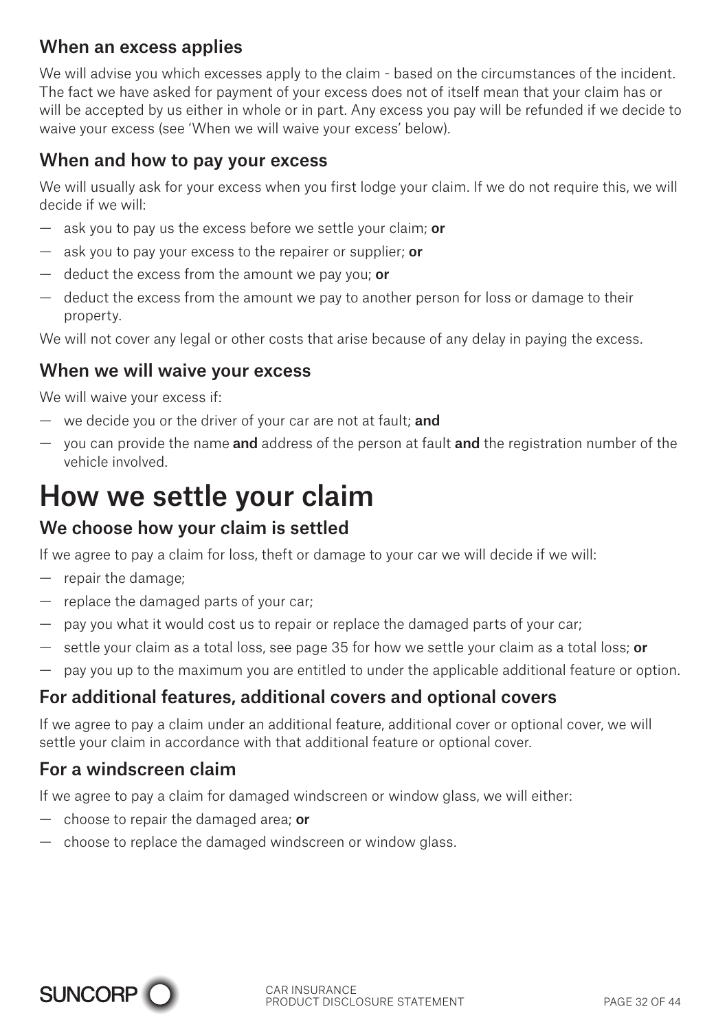### When an excess applies

We will advise you which excesses apply to the claim - based on the circumstances of the incident. The fact we have asked for payment of your excess does not of itself mean that your claim has or will be accepted by us either in whole or in part. Any excess you pay will be refunded if we decide to waive your excess (see 'When we will waive your excess' below).

### When and how to pay your excess

We will usually ask for your excess when you first lodge your claim. If we do not require this, we will decide if we will:

- ask you to pay us the excess before we settle your claim; **or**
- ask you to pay your excess to the repairer or supplier; **or**
- deduct the excess from the amount we pay you; **or**
- deduct the excess from the amount we pay to another person for loss or damage to their property.

We will not cover any legal or other costs that arise because of any delay in paying the excess.

### When we will waive your excess

We will waive your excess if:

- we decide you or the driver of your car are not at fault; **and**
- you can provide the name **and** address of the person at fault **and** the registration number of the vehicle involved.

# How we settle your claim

### We choose how your claim is settled

If we agree to pay a claim for loss, theft or damage to your car we will decide if we will:

- repair the damage;
- replace the damaged parts of your car;
- pay you what it would cost us to repair or replace the damaged parts of your car;
- settle your claim as a total loss, see page 35 for how we settle your claim as a total loss; **or**
- pay you up to the maximum you are entitled to under the applicable additional feature or option.

### For additional features, additional covers and optional covers

If we agree to pay a claim under an additional feature, additional cover or optional cover, we will settle your claim in accordance with that additional feature or optional cover.

### For a windscreen claim

If we agree to pay a claim for damaged windscreen or window glass, we will either:

- choose to repair the damaged area; **or**
- choose to replace the damaged windscreen or window glass.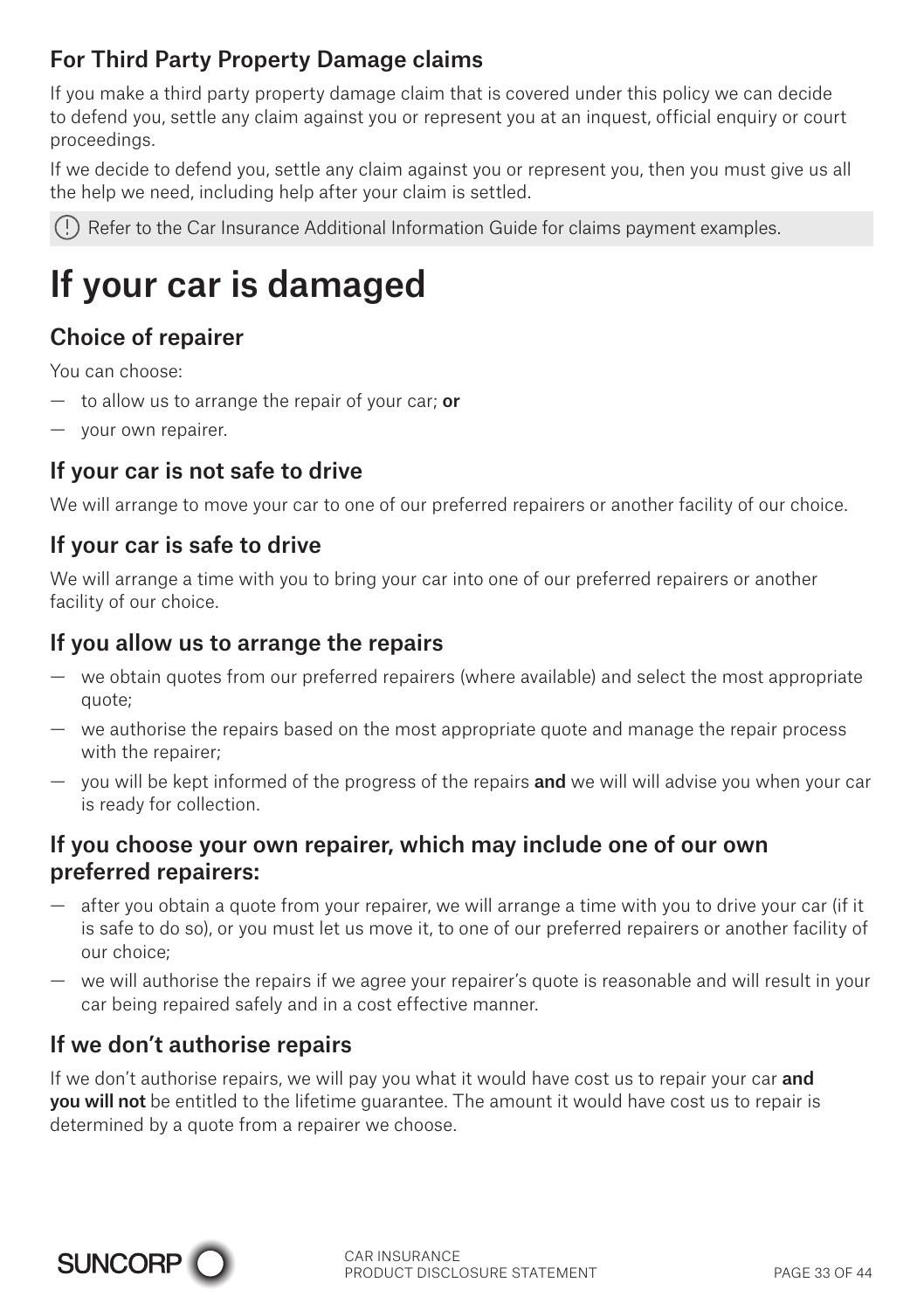### For Third Party Property Damage claims

If you make a third party property damage claim that is covered under this policy we can decide to defend you, settle any claim against you or represent you at an inquest, official enquiry or court proceedings.

If we decide to defend you, settle any claim against you or represent you, then you must give us all the help we need, including help after your claim is settled.

(!) Refer to the Car Insurance Additional Information Guide for claims payment examples.

# If your car is damaged

### Choice of repairer

You can choose:

- to allow us to arrange the repair of your car; **or**
- your own repairer.

### If your car is not safe to drive

We will arrange to move your car to one of our preferred repairers or another facility of our choice.

### If your car is safe to drive

We will arrange a time with you to bring your car into one of our preferred repairers or another facility of our choice.

### If you allow us to arrange the repairs

- we obtain quotes from our preferred repairers (where available) and select the most appropriate quote;
- we authorise the repairs based on the most appropriate quote and manage the repair process with the repairer;
- you will be kept informed of the progress of the repairs **and** we will will advise you when your car is ready for collection.

### If you choose your own repairer, which may include one of our own preferred repairers:

- after you obtain a quote from your repairer, we will arrange a time with you to drive your car (if it is safe to do so), or you must let us move it, to one of our preferred repairers or another facility of our choice;
- we will authorise the repairs if we agree your repairer's quote is reasonable and will result in your car being repaired safely and in a cost effective manner.

### If we don't authorise repairs

If we don't authorise repairs, we will pay you what it would have cost us to repair your car **and you will not** be entitled to the lifetime guarantee. The amount it would have cost us to repair is determined by a quote from a repairer we choose.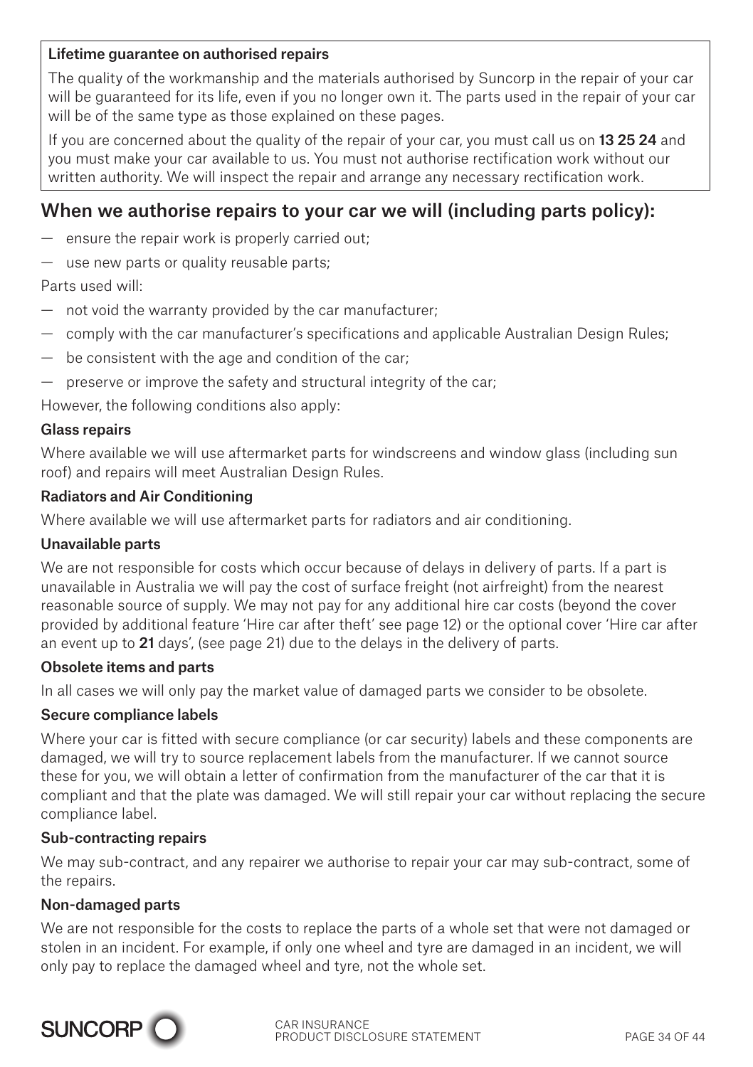**Lifetime guarantee on authorised repairs**

The quality of the workmanship and the materials authorised by Suncorp in the repair of your car will be guaranteed for its life, even if you no longer own it. The parts used in the repair of your car will be of the same type as those explained on these pages.

If you are concerned about the quality of the repair of your car, you must call us on **13 25 24** and you must make your car available to us. You must not authorise rectification work without our written authority. We will inspect the repair and arrange any necessary rectification work.

## When we authorise repairs to your car we will (including parts policy):

- ensure the repair work is properly carried out;
- use new parts or quality reusable parts;

Parts used will:

- not void the warranty provided by the car manufacturer;
- comply with the car manufacturer's specifications and applicable Australian Design Rules;
- be consistent with the age and condition of the car;
- preserve or improve the safety and structural integrity of the car;

However, the following conditions also apply:

**Glass repairs**

Where available we will use aftermarket parts for windscreens and window glass (including sun roof) and repairs will meet Australian Design Rules.

**Radiators and Air Conditioning**

Where available we will use aftermarket parts for radiators and air conditioning.

**Unavailable parts**

We are not responsible for costs which occur because of delays in delivery of parts. If a part is unavailable in Australia we will pay the cost of surface freight (not airfreight) from the nearest reasonable source of supply. We may not pay for any additional hire car costs (beyond the cover provided by additional feature 'Hire car after theft' see page 12) or the optional cover 'Hire car after an event up to **21** days', (see page 21) due to the delays in the delivery of parts.

**Obsolete items and parts**

In all cases we will only pay the market value of damaged parts we consider to be obsolete.

**Secure compliance labels**

Where your car is fitted with secure compliance (or car security) labels and these components are damaged, we will try to source replacement labels from the manufacturer. If we cannot source these for you, we will obtain a letter of confirmation from the manufacturer of the car that it is compliant and that the plate was damaged. We will still repair your car without replacing the secure compliance label.

**Sub-contracting repairs**

We may sub-contract, and any repairer we authorise to repair your car may sub-contract, some of the repairs.

**Non-damaged parts**

We are not responsible for the costs to replace the parts of a whole set that were not damaged or stolen in an incident. For example, if only one wheel and tyre are damaged in an incident, we will only pay to replace the damaged wheel and tyre, not the whole set.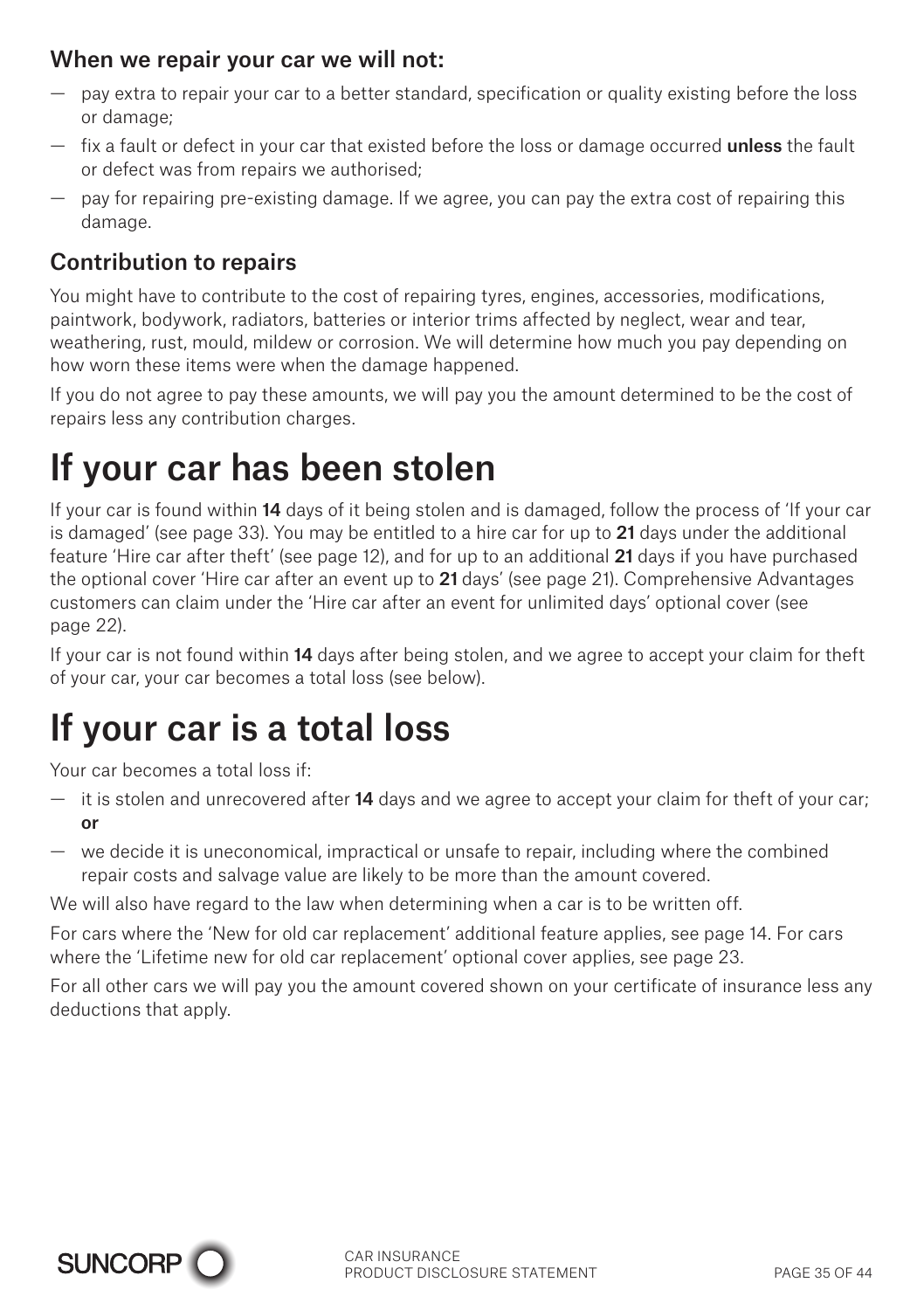### When we repair your car we will not:

- pay extra to repair your car to a better standard, specification or quality existing before the loss or damage;
- fix a fault or defect in your car that existed before the loss or damage occurred **unless** the fault or defect was from repairs we authorised;
- pay for repairing pre-existing damage. If we agree, you can pay the extra cost of repairing this damage.

### Contribution to repairs

You might have to contribute to the cost of repairing tyres, engines, accessories, modifications, paintwork, bodywork, radiators, batteries or interior trims affected by neglect, wear and tear, weathering, rust, mould, mildew or corrosion. We will determine how much you pay depending on how worn these items were when the damage happened.

If you do not agree to pay these amounts, we will pay you the amount determined to be the cost of repairs less any contribution charges.

# If your car has been stolen

If your car is found within **14** days of it being stolen and is damaged, follow the process of 'If your car is damaged' (see page 33). You may be entitled to a hire car for up to **21** days under the additional feature 'Hire car after theft' (see page 12), and for up to an additional **21** days if you have purchased the optional cover 'Hire car after an event up to **21** days' (see page 21). Comprehensive Advantages customers can claim under the 'Hire car after an event for unlimited days' optional cover (see page 22).

If your car is not found within **14** days after being stolen, and we agree to accept your claim for theft of your car, your car becomes a total loss (see below).

# If your car is a total loss

Your car becomes a total loss if:

- it is stolen and unrecovered after **14** days and we agree to accept your claim for theft of your car; **or**
- we decide it is uneconomical, impractical or unsafe to repair, including where the combined repair costs and salvage value are likely to be more than the amount covered.

We will also have regard to the law when determining when a car is to be written off.

For cars where the 'New for old car replacement' additional feature applies, see page 14. For cars where the 'Lifetime new for old car replacement' optional cover applies, see page 23.

For all other cars we will pay you the amount covered shown on your certificate of insurance less any deductions that apply.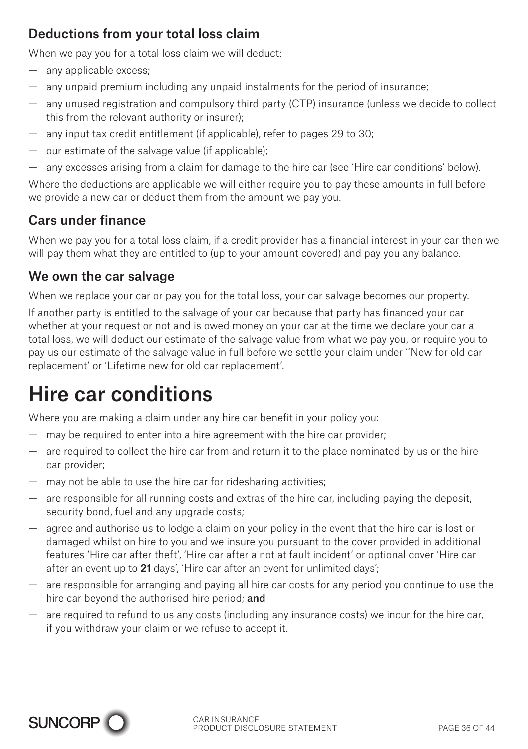## Deductions from your total loss claim

When we pay you for a total loss claim we will deduct:

- any applicable excess;
- any unpaid premium including any unpaid instalments for the period of insurance;
- any unused registration and compulsory third party (CTP) insurance (unless we decide to collect this from the relevant authority or insurer);
- any input tax credit entitlement (if applicable), refer to pages 29 to 30;
- our estimate of the salvage value (if applicable);
- any excesses arising from a claim for damage to the hire car (see 'Hire car conditions' below).

Where the deductions are applicable we will either require you to pay these amounts in full before we provide a new car or deduct them from the amount we pay you.

## Cars under finance

When we pay you for a total loss claim, if a credit provider has a financial interest in your car then we will pay them what they are entitled to (up to your amount covered) and pay you any balance.

## We own the car salvage

When we replace your car or pay you for the total loss, your car salvage becomes our property.

If another party is entitled to the salvage of your car because that party has financed your car whether at your request or not and is owed money on your car at the time we declare your car a total loss, we will deduct our estimate of the salvage value from what we pay you, or require you to pay us our estimate of the salvage value in full before we settle your claim under ''New for old car replacement' or 'Lifetime new for old car replacement'.

# Hire car conditions

Where you are making a claim under any hire car benefit in your policy you:

- may be required to enter into a hire agreement with the hire car provider;
- are required to collect the hire car from and return it to the place nominated by us or the hire car provider;
- may not be able to use the hire car for ridesharing activities;
- are responsible for all running costs and extras of the hire car, including paying the deposit, security bond, fuel and any upgrade costs;
- agree and authorise us to lodge a claim on your policy in the event that the hire car is lost or damaged whilst on hire to you and we insure you pursuant to the cover provided in additional features 'Hire car after theft', 'Hire car after a not at fault incident' or optional cover 'Hire car after an event up to **21** days', 'Hire car after an event for unlimited days';
- are responsible for arranging and paying all hire car costs for any period you continue to use the hire car beyond the authorised hire period; **and**
- are required to refund to us any costs (including any insurance costs) we incur for the hire car, if you withdraw your claim or we refuse to accept it.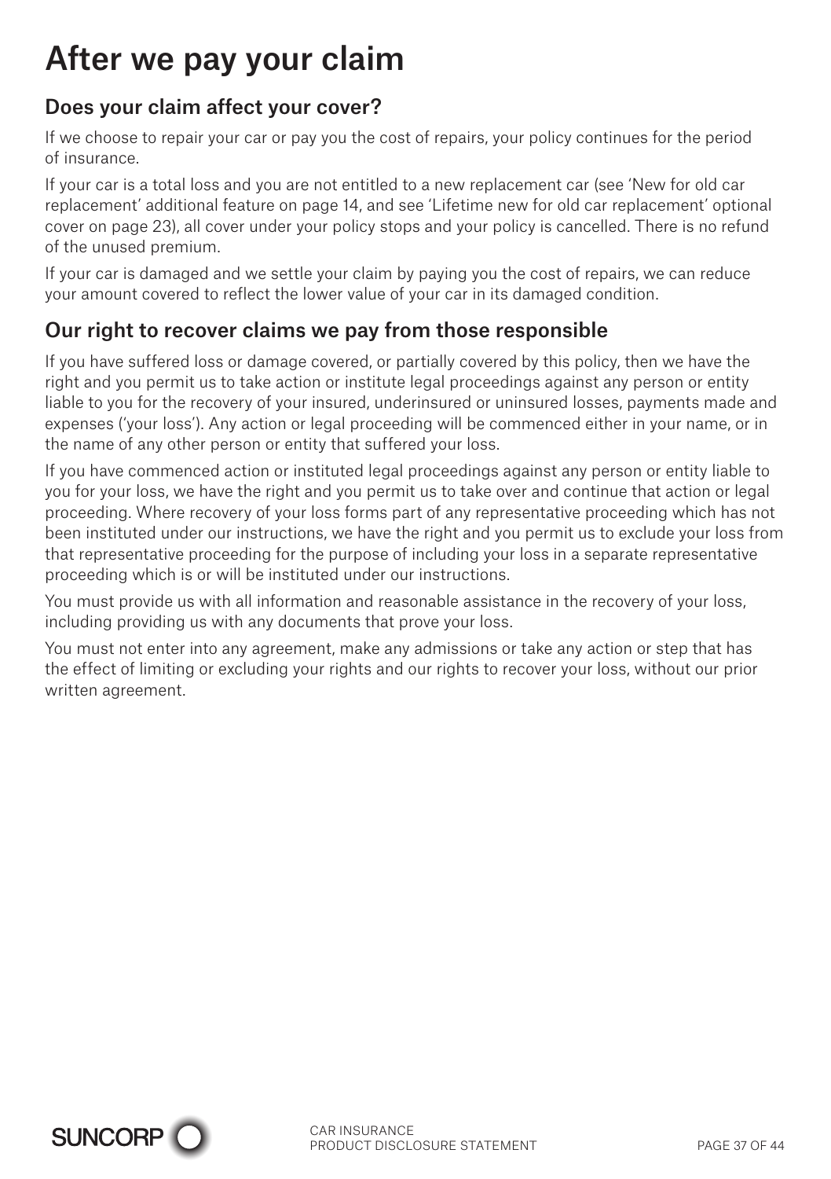# After we pay your claim

## Does your claim affect your cover?

If we choose to repair your car or pay you the cost of repairs, your policy continues for the period of insurance.

If your car is a total loss and you are not entitled to a new replacement car (see 'New for old car replacement' additional feature on page 14, and see 'Lifetime new for old car replacement' optional cover on page 23), all cover under your policy stops and your policy is cancelled. There is no refund of the unused premium.

If your car is damaged and we settle your claim by paying you the cost of repairs, we can reduce your amount covered to reflect the lower value of your car in its damaged condition.

## Our right to recover claims we pay from those responsible

If you have suffered loss or damage covered, or partially covered by this policy, then we have the right and you permit us to take action or institute legal proceedings against any person or entity liable to you for the recovery of your insured, underinsured or uninsured losses, payments made and expenses ('your loss'). Any action or legal proceeding will be commenced either in your name, or in the name of any other person or entity that suffered your loss.

If you have commenced action or instituted legal proceedings against any person or entity liable to you for your loss, we have the right and you permit us to take over and continue that action or legal proceeding. Where recovery of your loss forms part of any representative proceeding which has not been instituted under our instructions, we have the right and you permit us to exclude your loss from that representative proceeding for the purpose of including your loss in a separate representative proceeding which is or will be instituted under our instructions.

You must provide us with all information and reasonable assistance in the recovery of your loss, including providing us with any documents that prove your loss.

You must not enter into any agreement, make any admissions or take any action or step that has the effect of limiting or excluding your rights and our rights to recover your loss, without our prior written agreement.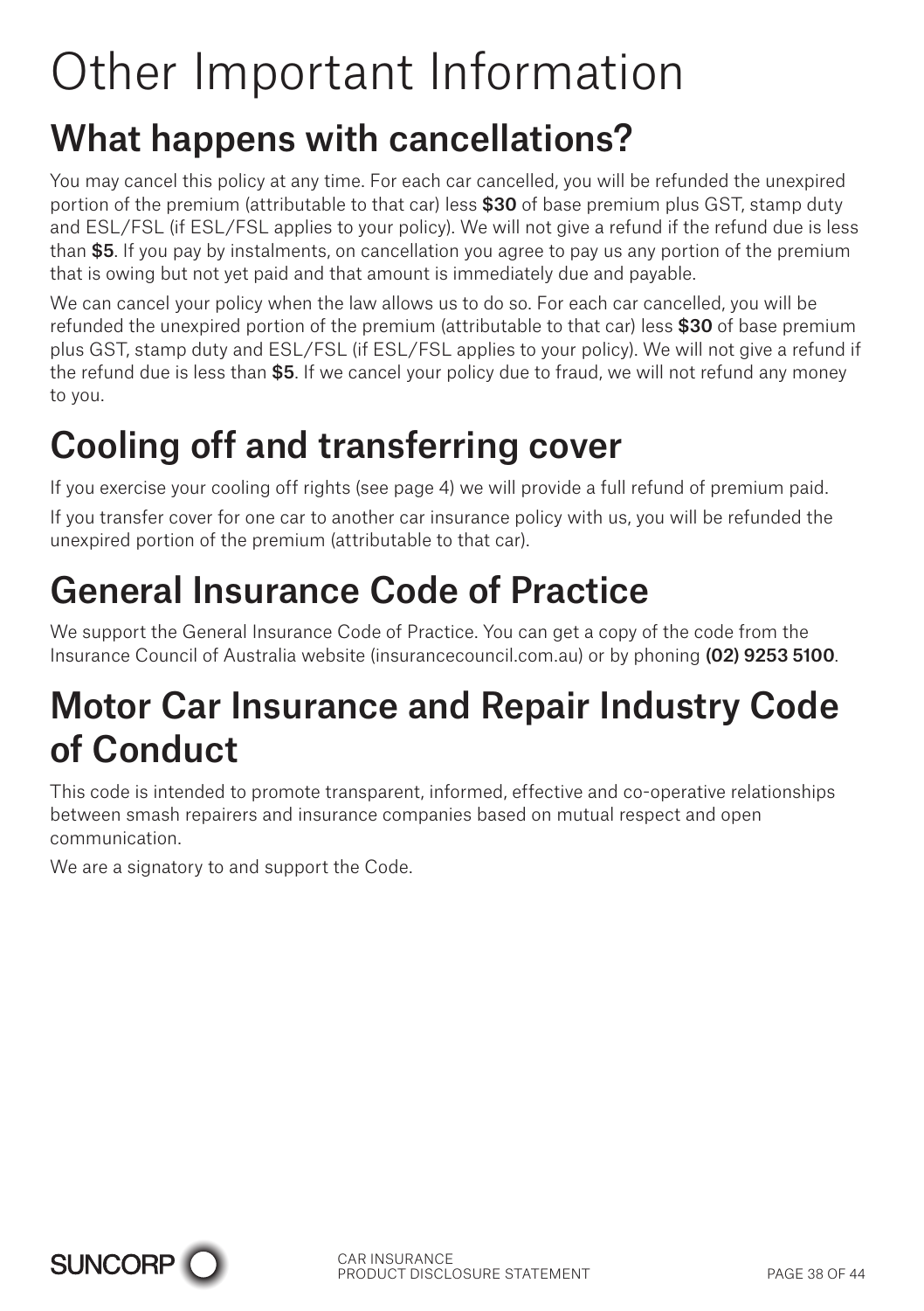# Other Important Information

## What happens with cancellations?

You may cancel this policy at any time. For each car cancelled, you will be refunded the unexpired portion of the premium (attributable to that car) less **$30** of base premium plus GST, stamp duty and ESL/FSL (if ESL/FSL applies to your policy). We will not give a refund if the refund due is less than **$5**. If you pay by instalments, on cancellation you agree to pay us any portion of the premium that is owing but not yet paid and that amount is immediately due and payable.

We can cancel your policy when the law allows us to do so. For each car cancelled, you will be refunded the unexpired portion of the premium (attributable to that car) less **$30** of base premium plus GST, stamp duty and ESL/FSL (if ESL/FSL applies to your policy). We will not give a refund if the refund due is less than **$5**. If we cancel your policy due to fraud, we will not refund any money to you.

## Cooling off and transferring cover

If you exercise your cooling off rights (see page 4) we will provide a full refund of premium paid.

If you transfer cover for one car to another car insurance policy with us, you will be refunded the unexpired portion of the premium (attributable to that car).

## General Insurance Code of Practice

We support the General Insurance Code of Practice. You can get a copy of the code from the Insurance Council of Australia website (insurancecouncil.com.au) or by phoning **(02) 9253 5100**.

## Motor Car Insurance and Repair Industry Code of Conduct

This code is intended to promote transparent, informed, effective and co-operative relationships between smash repairers and insurance companies based on mutual respect and open communication.

We are a signatory to and support the Code.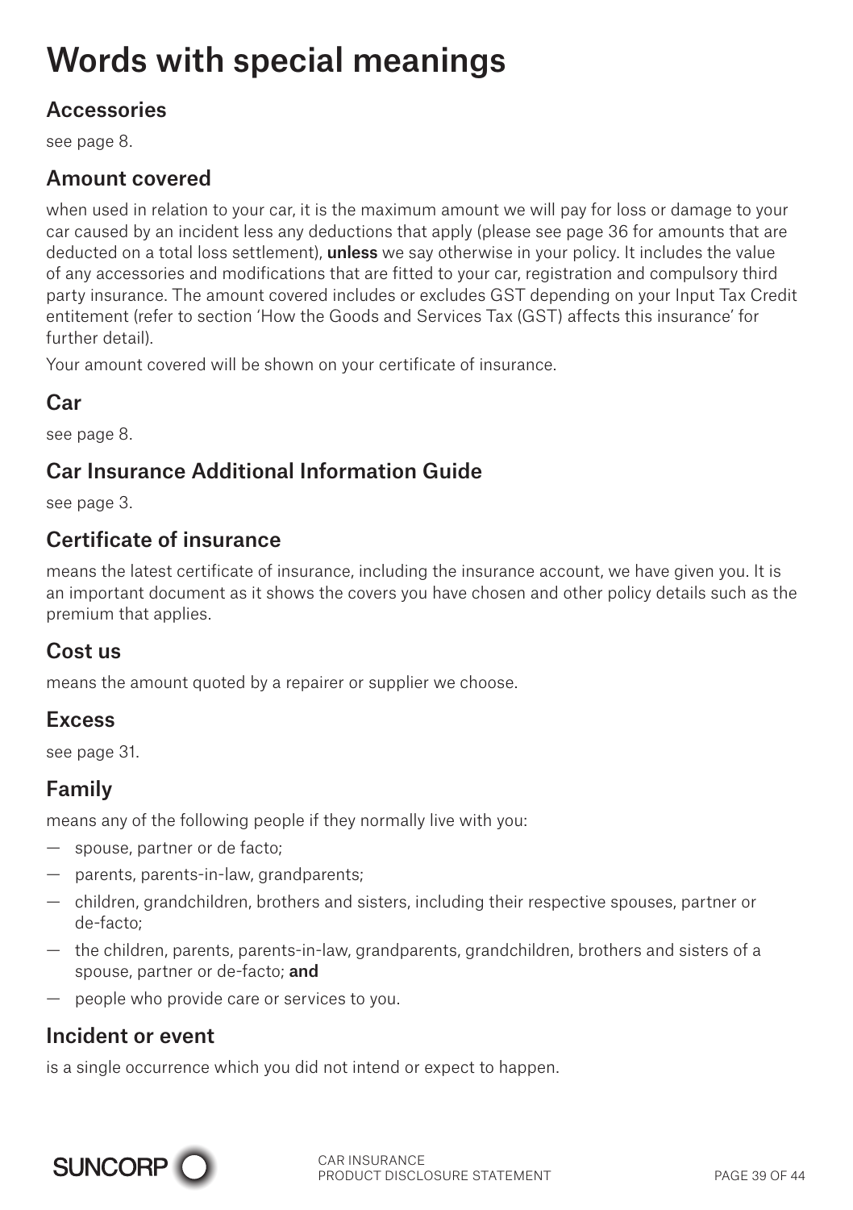# Words with special meanings

## Accessories

see page 8.

## Amount covered

when used in relation to your car, it is the maximum amount we will pay for loss or damage to your car caused by an incident less any deductions that apply (please see page 36 for amounts that are deducted on a total loss settlement), **unless** we say otherwise in your policy. It includes the value of any accessories and modifications that are fitted to your car, registration and compulsory third party insurance. The amount covered includes or excludes GST depending on your Input Tax Credit entitement (refer to section 'How the Goods and Services Tax (GST) affects this insurance' for further detail).

Your amount covered will be shown on your certificate of insurance.

## Car

see page 8.

## Car Insurance Additional Information Guide

see page 3.

## Certificate of insurance

means the latest certificate of insurance, including the insurance account, we have given you. It is an important document as it shows the covers you have chosen and other policy details such as the premium that applies.

## Cost us

means the amount quoted by a repairer or supplier we choose.

## Excess

see page 31.

## Family

means any of the following people if they normally live with you:

- spouse, partner or de facto;
- parents, parents-in-law, grandparents;
- children, grandchildren, brothers and sisters, including their respective spouses, partner or de-facto;
- the children, parents, parents-in-law, grandparents, grandchildren, brothers and sisters of a spouse, partner or de-facto; **and**
- people who provide care or services to you.

## Incident or event

is a single occurrence which you did not intend or expect to happen.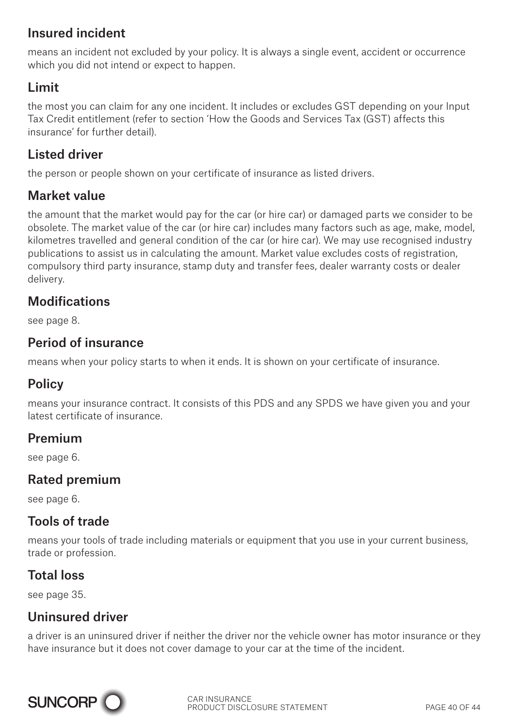## Insured incident

means an incident not excluded by your policy. It is always a single event, accident or occurrence which you did not intend or expect to happen.

## Limit

the most you can claim for any one incident. It includes or excludes GST depending on your Input Tax Credit entitlement (refer to section 'How the Goods and Services Tax (GST) affects this insurance' for further detail).

## Listed driver

the person or people shown on your certificate of insurance as listed drivers.

## Market value

the amount that the market would pay for the car (or hire car) or damaged parts we consider to be obsolete. The market value of the car (or hire car) includes many factors such as age, make, model, kilometres travelled and general condition of the car (or hire car). We may use recognised industry publications to assist us in calculating the amount. Market value excludes costs of registration, compulsory third party insurance, stamp duty and transfer fees, dealer warranty costs or dealer delivery.

## Modifications

see page 8.

## Period of insurance

means when your policy starts to when it ends. It is shown on your certificate of insurance.

## Policy

means your insurance contract. It consists of this PDS and any SPDS we have given you and your latest certificate of insurance.

## Premium

see page 6.

## Rated premium

see page 6.

## Tools of trade

means your tools of trade including materials or equipment that you use in your current business, trade or profession.

## Total loss

see page 35.

## Uninsured driver

a driver is an uninsured driver if neither the driver nor the vehicle owner has motor insurance or they have insurance but it does not cover damage to your car at the time of the incident.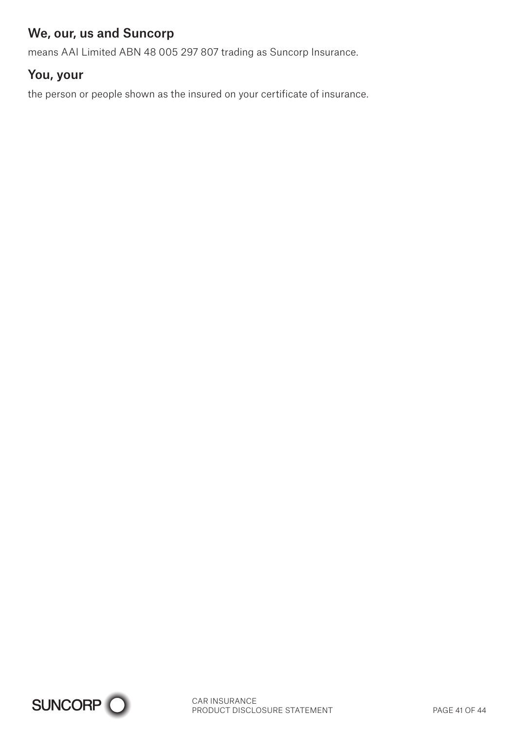### We, our, us and Suncorp

means AAI Limited ABN 48 005 297 807 trading as Suncorp Insurance.

### You, your

the person or people shown as the insured on your certificate of insurance.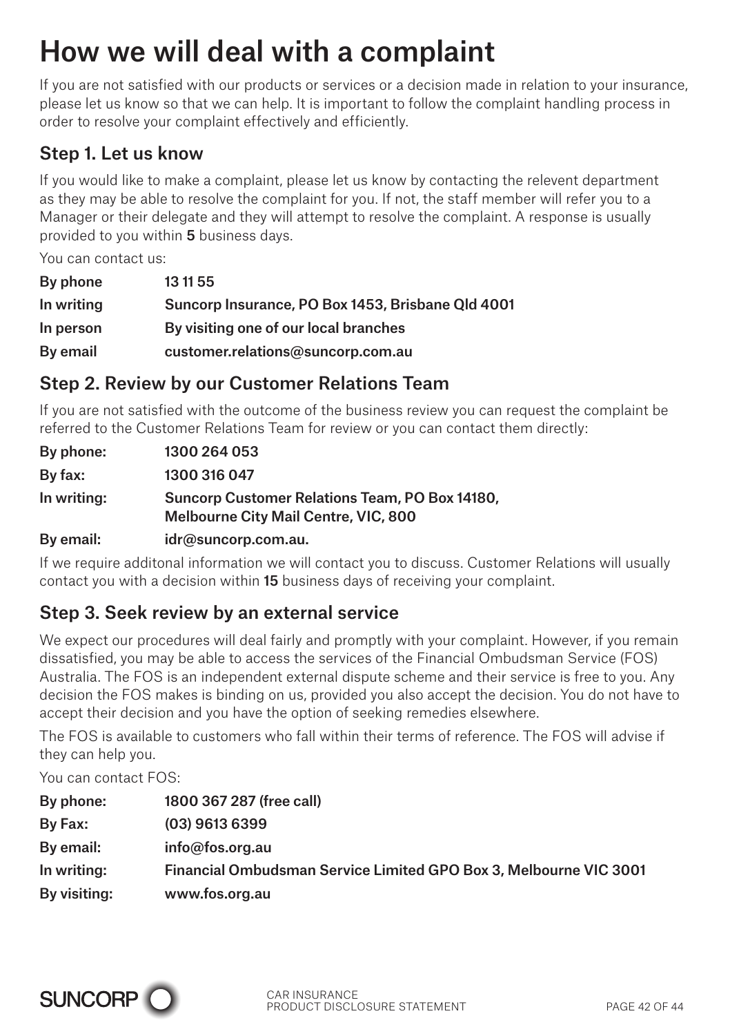# How we will deal with a complaint

If you are not satisfied with our products or services or a decision made in relation to your insurance, please let us know so that we can help. It is important to follow the complaint handling process in order to resolve your complaint effectively and efficiently.

## Step 1. Let us know

If you would like to make a complaint, please let us know by contacting the relevent department as they may be able to resolve the complaint for you. If not, the staff member will refer you to a Manager or their delegate and they will attempt to resolve the complaint. A response is usually provided to you within **5** business days.

You can contact us:

| | |
|---|---|
| **By phone** | **13 11 55** |
| **In writing** | **Suncorp Insurance, PO Box 1453, Brisbane Qld 4001** |
| **In person** | **By visiting one of our local branches** |
| **By email** | **customer.relations@suncorp.com.au** |

## Step 2. Review by our Customer Relations Team

If you are not satisfied with the outcome of the business review you can request the complaint be referred to the Customer Relations Team for review or you can contact them directly:

| | |
|---|---|
| **By phone:** | **1300 264 053** |
| **By fax:** | **1300 316 047** |
| **In writing:** | **Suncorp Customer Relations Team, PO Box 14180, Melbourne City Mail Centre, VIC, 800** |
| **By email:** | **idr@suncorp.com.au.** |

If we require additonal information we will contact you to discuss. Customer Relations will usually contact you with a decision within **15** business days of receiving your complaint.

## Step 3. Seek review by an external service

We expect our procedures will deal fairly and promptly with your complaint. However, if you remain dissatisfied, you may be able to access the services of the Financial Ombudsman Service (FOS) Australia. The FOS is an independent external dispute scheme and their service is free to you. Any decision the FOS makes is binding on us, provided you also accept the decision. You do not have to accept their decision and you have the option of seeking remedies elsewhere.

The FOS is available to customers who fall within their terms of reference. The FOS will advise if they can help you.

You can contact FOS:

| | |
|---|---|
| **By phone:** | **1800 367 287 (free call)** |
| **By Fax:** | **(03) 9613 6399** |
| **By email:** | **info@fos.org.au** |
| **In writing:** | **Financial Ombudsman Service Limited GPO Box 3, Melbourne VIC 3001** |
| **By visiting:** | **www.fos.org.au** |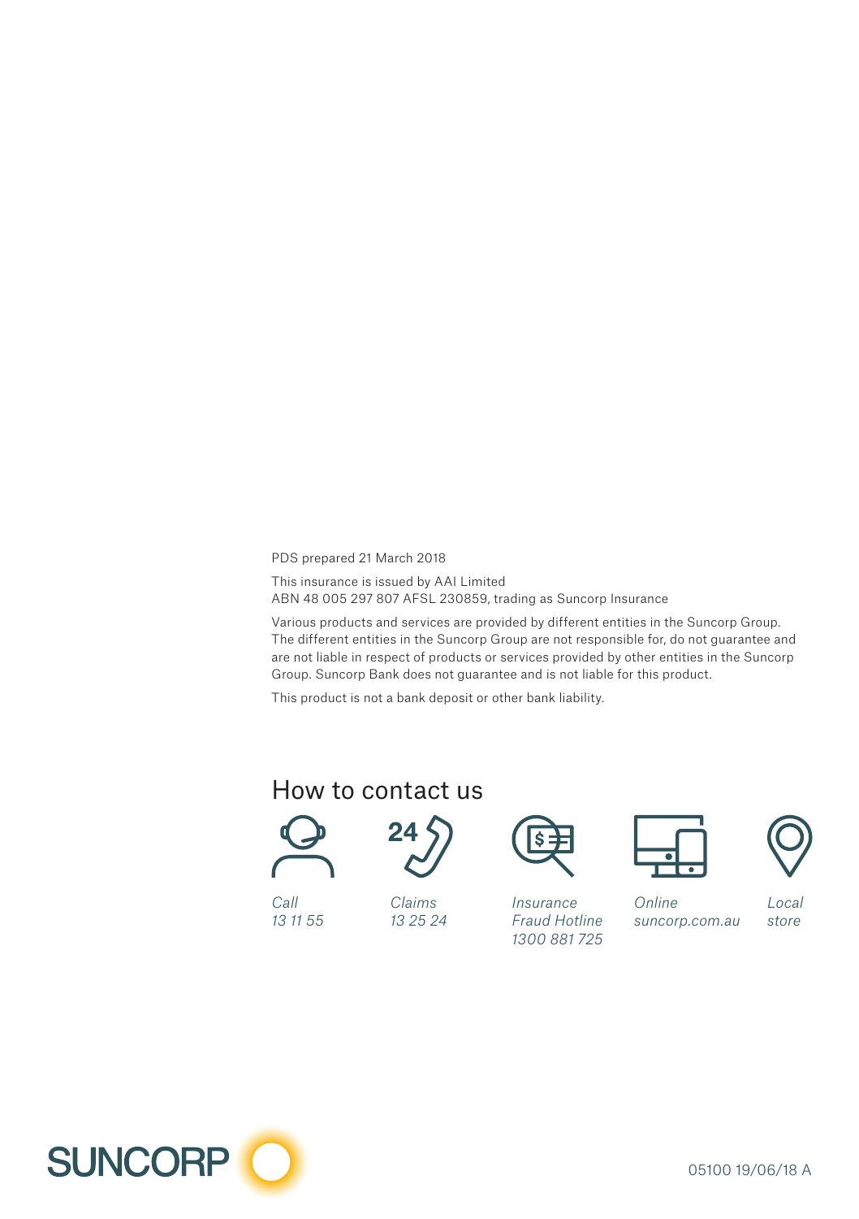PDS prepared 21 March 2018

This insurance is issued by AAI Limited
ABN 48 005 297 807 AFSL 230859, trading as Suncorp Insurance

Various products and services are provided by different entities in the Suncorp Group. The different entities in the Suncorp Group are not responsible for, do not guarantee and are not liable in respect of products or services provided by other entities in the Suncorp Group. Suncorp Bank does not guarantee and is not liable for this product.

This product is not a bank deposit or other bank liability.

## How to contact us

*Call*
*13 11 55*

*Claims*
*13 25 24*

*Insurance Fraud Hotline*
*1300 881 725*

*Online*
*suncorp.com.au*

*Local store*

SUNCORP

05100 19/06/18 A